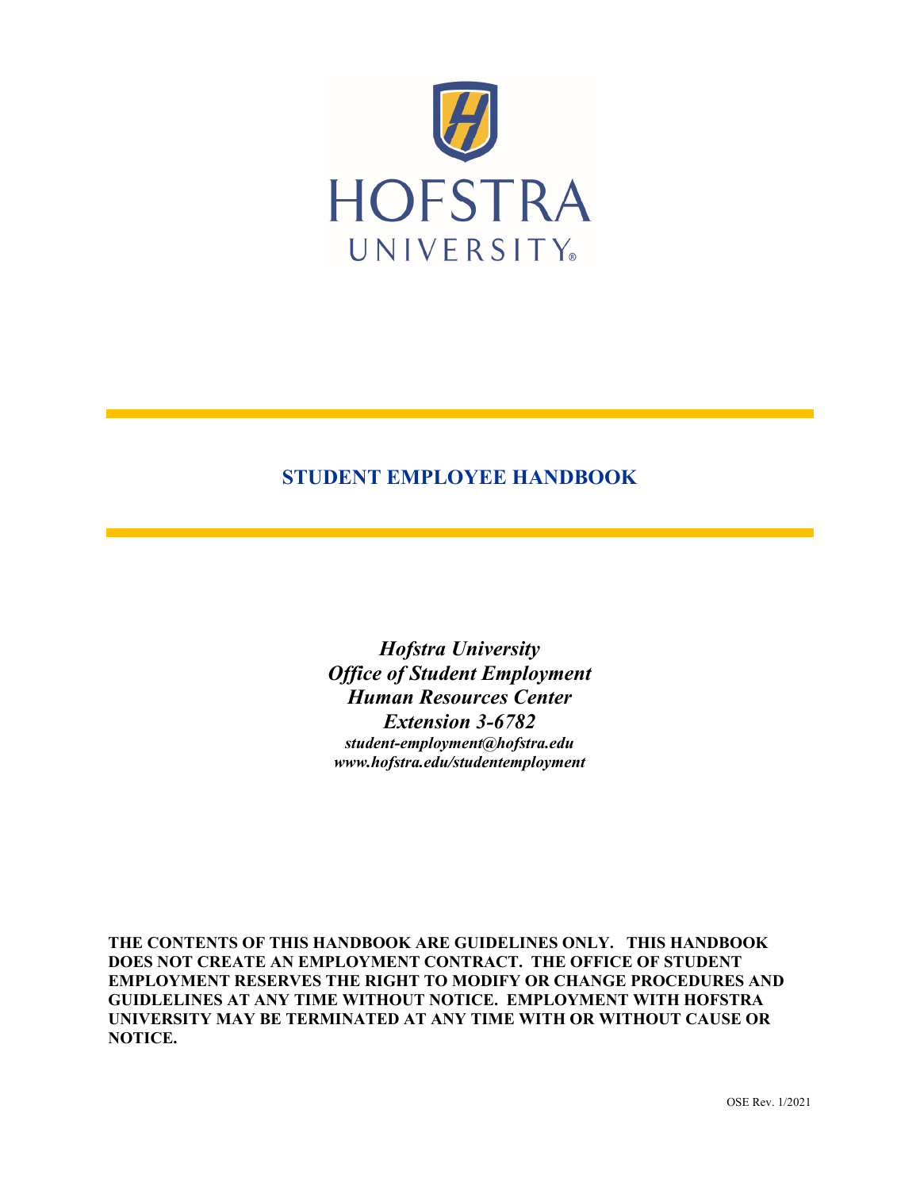HOFSTRA

UNIVERSITY®

# STUDENT EMPLOYEE HANDBOOK

***Hofstra University***
***Office of Student Employment***
***Human Resources Center***
***Extension 3-6782***
***student-employment@hofstra.edu***
***www.hofstra.edu/studentemployment***

**THE CONTENTS OF THIS HANDBOOK ARE GUIDELINES ONLY. THIS HANDBOOK DOES NOT CREATE AN EMPLOYMENT CONTRACT. THE OFFICE OF STUDENT EMPLOYMENT RESERVES THE RIGHT TO MODIFY OR CHANGE PROCEDURES AND GUIDLELINES AT ANY TIME WITHOUT NOTICE. EMPLOYMENT WITH HOFSTRA UNIVERSITY MAY BE TERMINATED AT ANY TIME WITH OR WITHOUT CAUSE OR NOTICE.**

OSE Rev. 1/2021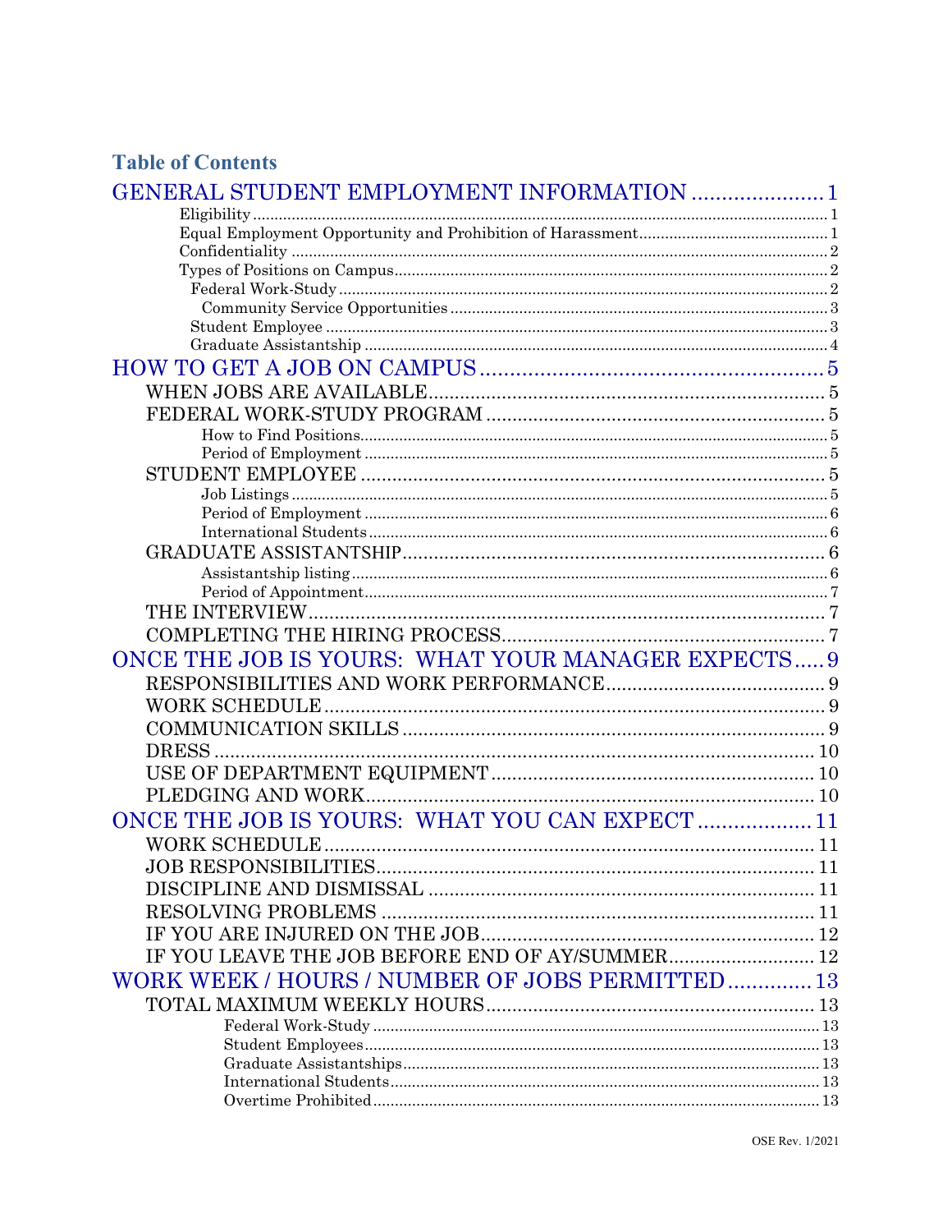## Table of Contents

GENERAL STUDENT EMPLOYMENT INFORMATION ...................... 1

- Eligibility ........................................................................................................ 1
- Equal Employment Opportunity and Prohibition of Harassment.......................................... 1
- Confidentiality ............................................................................................... 2
- Types of Positions on Campus.......................................................................... 2
  - Federal Work-Study ..................................................................................... 2
    - Community Service Opportunities ............................................................ 3
  - Student Employee ........................................................................................ 3
  - Graduate Assistantship ............................................................................... 4

HOW TO GET A JOB ON CAMPUS ........................................................ 5

- WHEN JOBS ARE AVAILABLE........................................................................ 5
- FEDERAL WORK-STUDY PROGRAM ................................................................ 5
  - How to Find Positions.................................................................................. 5
  - Period of Employment .................................................................................. 5
- STUDENT EMPLOYEE ...................................................................................... 5
  - Job Listings .................................................................................................. 5
  - Period of Employment .................................................................................. 6
  - International Students................................................................................. 6
- GRADUATE ASSISTANTSHIP............................................................................. 6
  - Assistantship listing .................................................................................... 6
  - Period of Appointment................................................................................. 7
- THE INTERVIEW.............................................................................................. 7
- COMPLETING THE HIRING PROCESS.............................................................. 7

ONCE THE JOB IS YOURS: WHAT YOUR MANAGER EXPECTS..... 9

- RESPONSIBILITIES AND WORK PERFORMANCE.......................................... 9
- WORK SCHEDULE ............................................................................................ 9
- COMMUNICATION SKILLS ................................................................................ 9
- DRESS ............................................................................................................... 10
- USE OF DEPARTMENT EQUIPMENT ............................................................. 10
- PLEDGING AND WORK..................................................................................... 10

ONCE THE JOB IS YOURS: WHAT YOU CAN EXPECT .................. 11

- WORK SCHEDULE ............................................................................................ 11
- JOB RESPONSIBILITIES................................................................................... 11
- DISCIPLINE AND DISMISSAL ......................................................................... 11
- RESOLVING PROBLEMS .................................................................................. 11
- IF YOU ARE INJURED ON THE JOB................................................................ 12
- IF YOU LEAVE THE JOB BEFORE END OF AY/SUMMER............................ 12

WORK WEEK / HOURS / NUMBER OF JOBS PERMITTED............. 13

- TOTAL MAXIMUM WEEKLY HOURS .............................................................. 13
  - Federal Work-Study ..................................................................................... 13
  - Student Employees....................................................................................... 13
  - Graduate Assistantships............................................................................... 13
  - International Students.................................................................................. 13
  - Overtime Prohibited...................................................................................... 13

OSE Rev. 1/2021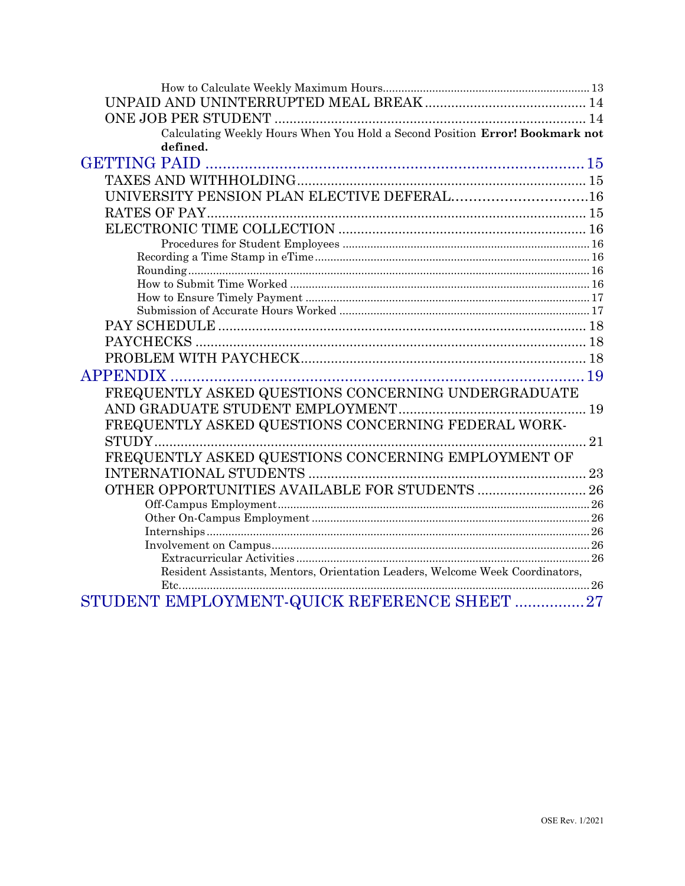How to Calculate Weekly Maximum Hours .................................................................. 13

UNPAID AND UNINTERRUPTED MEAL BREAK .......................................... 14

ONE JOB PER STUDENT ................................................................................... 14

Calculating Weekly Hours When You Hold a Second Position **Error! Bookmark not defined.**

GETTING PAID ........................................................................................ 15

TAXES AND WITHHOLDING ............................................................................ 15

UNIVERSITY PENSION PLAN ELECTIVE DEFERAL................................16

RATES OF PAY ..................................................................................................... 15

ELECTRONIC TIME COLLECTION .................................................................. 16

Procedures for Student Employees ................................................................ 16

Recording a Time Stamp in eTime ........................................................................ 16

Rounding ................................................................................................................... 16

How to Submit Time Worked ................................................................................. 16

How to Ensure Timely Payment ............................................................................ 17

Submission of Accurate Hours Worked ................................................................. 17

PAY SCHEDULE ................................................................................................... 18

PAYCHECKS ......................................................................................................... 18

PROBLEM WITH PAYCHECK............................................................................ 18

APPENDIX .................................................................................................. 19

FREQUENTLY ASKED QUESTIONS CONCERNING UNDERGRADUATE AND GRADUATE STUDENT EMPLOYMENT .................................................. 19

FREQUENTLY ASKED QUESTIONS CONCERNING FEDERAL WORK-STUDY .................................................................................................................... 21

FREQUENTLY ASKED QUESTIONS CONCERNING EMPLOYMENT OF INTERNATIONAL STUDENTS .......................................................................... 23

OTHER OPPORTUNITIES AVAILABLE FOR STUDENTS ............................ 26

Off-Campus Employment ..................................................................................... 26

Other On-Campus Employment .......................................................................... 26

Internships ............................................................................................................ 26

Involvement on Campus ....................................................................................... 26

Extracurricular Activities ............................................................................... 26

Resident Assistants, Mentors, Orientation Leaders, Welcome Week Coordinators, Etc. .................................................................................................................... 26

STUDENT EMPLOYMENT-QUICK REFERENCE SHEET ................27

OSE Rev. 1/2021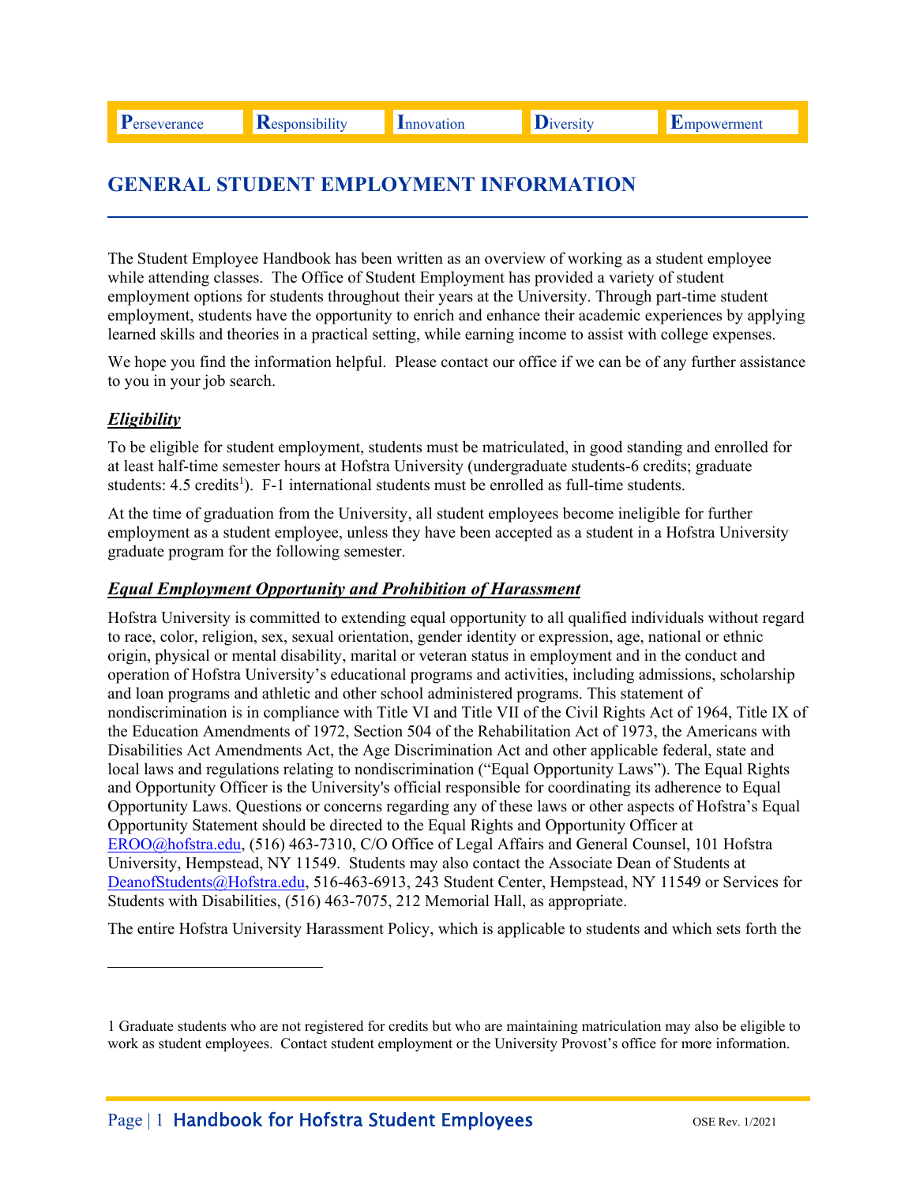| **P**erseverance | **R**esponsibility | **I**nnovation | **D**iversity | **E**mpowerment |
|---|---|---|---|---|

## GENERAL STUDENT EMPLOYMENT INFORMATION

The Student Employee Handbook has been written as an overview of working as a student employee while attending classes. The Office of Student Employment has provided a variety of student employment options for students throughout their years at the University. Through part-time student employment, students have the opportunity to enrich and enhance their academic experiences by applying learned skills and theories in a practical setting, while earning income to assist with college expenses.

We hope you find the information helpful. Please contact our office if we can be of any further assistance to you in your job search.

### ***Eligibility***

To be eligible for student employment, students must be matriculated, in good standing and enrolled for at least half-time semester hours at Hofstra University (undergraduate students-6 credits; graduate students: 4.5 credits[1]). F-1 international students must be enrolled as full-time students.

At the time of graduation from the University, all student employees become ineligible for further employment as a student employee, unless they have been accepted as a student in a Hofstra University graduate program for the following semester.

### ***Equal Employment Opportunity and Prohibition of Harassment***

Hofstra University is committed to extending equal opportunity to all qualified individuals without regard to race, color, religion, sex, sexual orientation, gender identity or expression, age, national or ethnic origin, physical or mental disability, marital or veteran status in employment and in the conduct and operation of Hofstra University's educational programs and activities, including admissions, scholarship and loan programs and athletic and other school administered programs. This statement of nondiscrimination is in compliance with Title VI and Title VII of the Civil Rights Act of 1964, Title IX of the Education Amendments of 1972, Section 504 of the Rehabilitation Act of 1973, the Americans with Disabilities Act Amendments Act, the Age Discrimination Act and other applicable federal, state and local laws and regulations relating to nondiscrimination ("Equal Opportunity Laws"). The Equal Rights and Opportunity Officer is the University's official responsible for coordinating its adherence to Equal Opportunity Laws. Questions or concerns regarding any of these laws or other aspects of Hofstra's Equal Opportunity Statement should be directed to the Equal Rights and Opportunity Officer at EROO@hofstra.edu, (516) 463-7310, C/O Office of Legal Affairs and General Counsel, 101 Hofstra University, Hempstead, NY 11549. Students may also contact the Associate Dean of Students at DeanofStudents@Hofstra.edu, 516-463-6913, 243 Student Center, Hempstead, NY 11549 or Services for Students with Disabilities, (516) 463-7075, 212 Memorial Hall, as appropriate.

The entire Hofstra University Harassment Policy, which is applicable to students and which sets forth the

---

1 Graduate students who are not registered for credits but who are maintaining matriculation may also be eligible to work as student employees. Contact student employment or the University Provost's office for more information.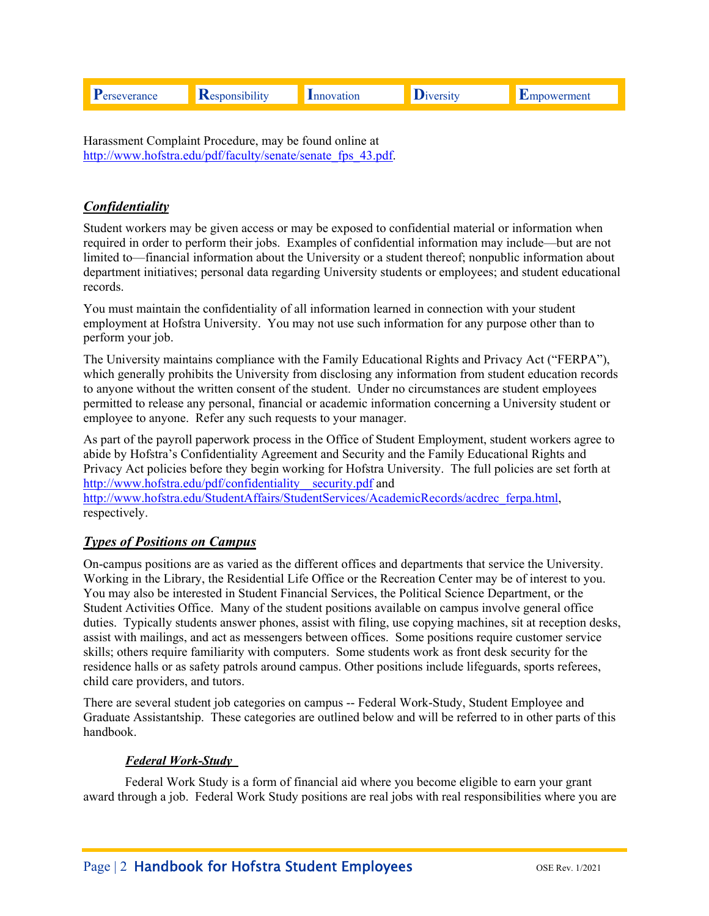Harassment Complaint Procedure, may be found online at http://www.hofstra.edu/pdf/faculty/senate/senate_fps_43.pdf.

## ***Confidentiality***

Student workers may be given access or may be exposed to confidential material or information when required in order to perform their jobs. Examples of confidential information may include—but are not limited to—financial information about the University or a student thereof; nonpublic information about department initiatives; personal data regarding University students or employees; and student educational records.

You must maintain the confidentiality of all information learned in connection with your student employment at Hofstra University. You may not use such information for any purpose other than to perform your job.

The University maintains compliance with the Family Educational Rights and Privacy Act ("FERPA"), which generally prohibits the University from disclosing any information from student education records to anyone without the written consent of the student. Under no circumstances are student employees permitted to release any personal, financial or academic information concerning a University student or employee to anyone. Refer any such requests to your manager.

As part of the payroll paperwork process in the Office of Student Employment, student workers agree to abide by Hofstra's Confidentiality Agreement and Security and the Family Educational Rights and Privacy Act policies before they begin working for Hofstra University. The full policies are set forth at http://www.hofstra.edu/pdf/confidentiality__security.pdf and http://www.hofstra.edu/StudentAffairs/StudentServices/AcademicRecords/acdrec_ferpa.html, respectively.

## ***Types of Positions on Campus***

On-campus positions are as varied as the different offices and departments that service the University. Working in the Library, the Residential Life Office or the Recreation Center may be of interest to you. You may also be interested in Student Financial Services, the Political Science Department, or the Student Activities Office. Many of the student positions available on campus involve general office duties. Typically students answer phones, assist with filing, use copying machines, sit at reception desks, assist with mailings, and act as messengers between offices. Some positions require customer service skills; others require familiarity with computers. Some students work as front desk security for the residence halls or as safety patrols around campus. Other positions include lifeguards, sports referees, child care providers, and tutors.

There are several student job categories on campus -- Federal Work-Study, Student Employee and Graduate Assistantship. These categories are outlined below and will be referred to in other parts of this handbook.

### ***Federal Work-Study***

Federal Work Study is a form of financial aid where you become eligible to earn your grant award through a job. Federal Work Study positions are real jobs with real responsibilities where you are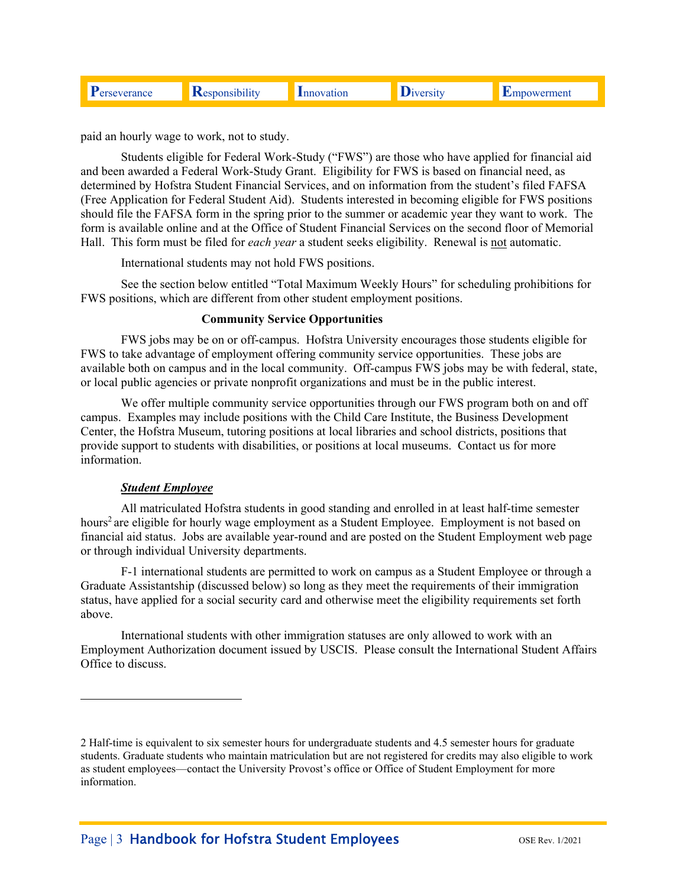paid an hourly wage to work, not to study.

Students eligible for Federal Work-Study ("FWS") are those who have applied for financial aid and been awarded a Federal Work-Study Grant. Eligibility for FWS is based on financial need, as determined by Hofstra Student Financial Services, and on information from the student's filed FAFSA (Free Application for Federal Student Aid). Students interested in becoming eligible for FWS positions should file the FAFSA form in the spring prior to the summer or academic year they want to work. The form is available online and at the Office of Student Financial Services on the second floor of Memorial Hall. This form must be filed for *each year* a student seeks eligibility. Renewal is <u>not</u> automatic.

International students may not hold FWS positions.

See the section below entitled "Total Maximum Weekly Hours" for scheduling prohibitions for FWS positions, which are different from other student employment positions.

**Community Service Opportunities**

FWS jobs may be on or off-campus. Hofstra University encourages those students eligible for FWS to take advantage of employment offering community service opportunities. These jobs are available both on campus and in the local community. Off-campus FWS jobs may be with federal, state, or local public agencies or private nonprofit organizations and must be in the public interest.

We offer multiple community service opportunities through our FWS program both on and off campus. Examples may include positions with the Child Care Institute, the Business Development Center, the Hofstra Museum, tutoring positions at local libraries and school districts, positions that provide support to students with disabilities, or positions at local museums. Contact us for more information.

***<u>Student Employee</u>***

All matriculated Hofstra students in good standing and enrolled in at least half-time semester hours[2] are eligible for hourly wage employment as a Student Employee. Employment is not based on financial aid status. Jobs are available year-round and are posted on the Student Employment web page or through individual University departments.

F-1 international students are permitted to work on campus as a Student Employee or through a Graduate Assistantship (discussed below) so long as they meet the requirements of their immigration status, have applied for a social security card and otherwise meet the eligibility requirements set forth above.

International students with other immigration statuses are only allowed to work with an Employment Authorization document issued by USCIS. Please consult the International Student Affairs Office to discuss.

---

2 Half-time is equivalent to six semester hours for undergraduate students and 4.5 semester hours for graduate students. Graduate students who maintain matriculation but are not registered for credits may also eligible to work as student employees—contact the University Provost's office or Office of Student Employment for more information.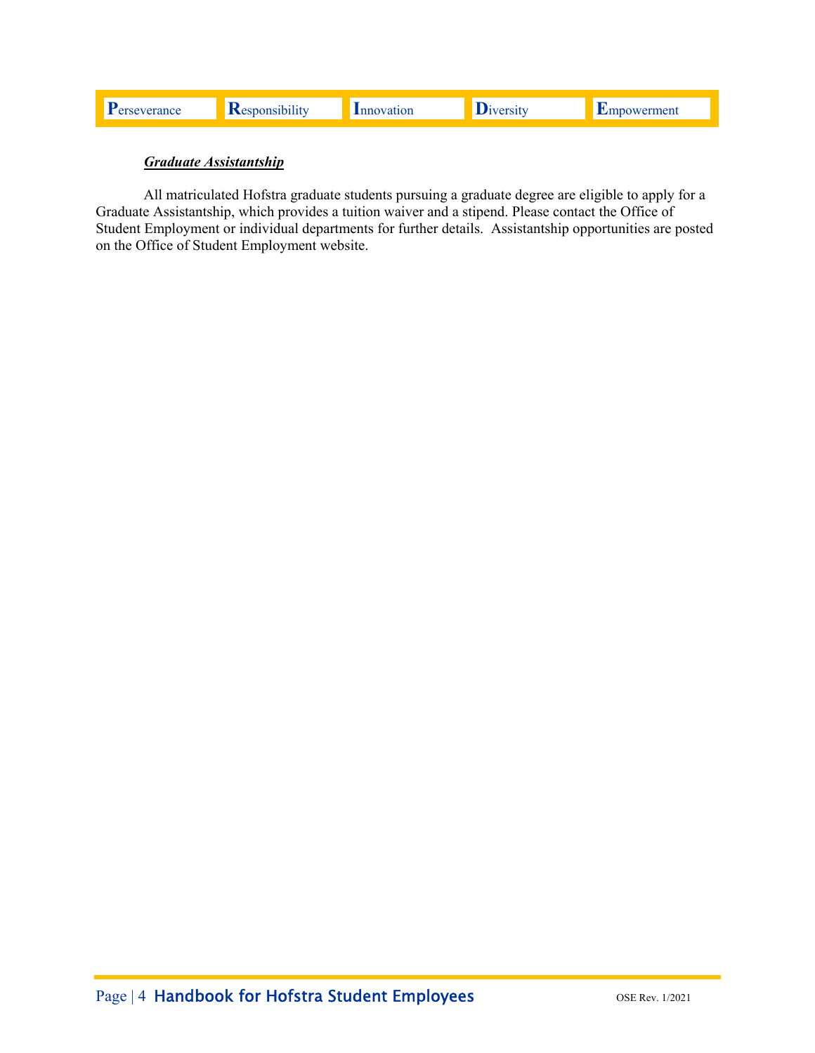### ***Graduate Assistantship***

All matriculated Hofstra graduate students pursuing a graduate degree are eligible to apply for a Graduate Assistantship, which provides a tuition waiver and a stipend. Please contact the Office of Student Employment or individual departments for further details. Assistantship opportunities are posted on the Office of Student Employment website.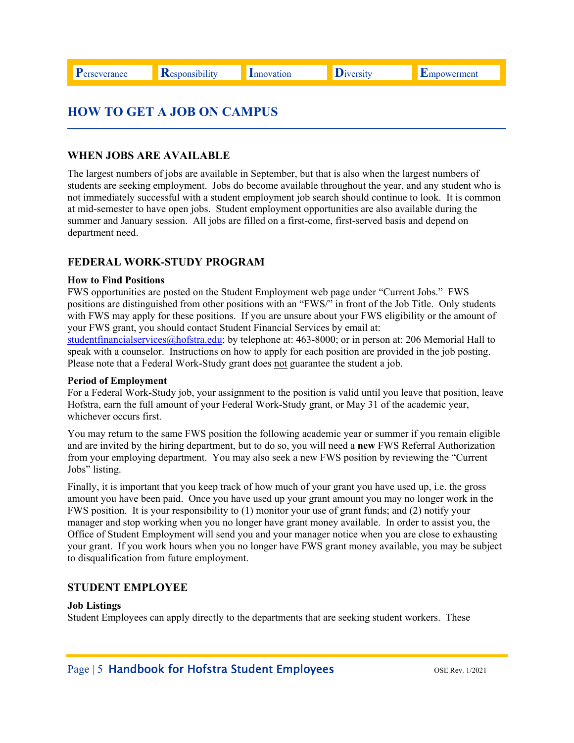## HOW TO GET A JOB ON CAMPUS

### WHEN JOBS ARE AVAILABLE

The largest numbers of jobs are available in September, but that is also when the largest numbers of students are seeking employment. Jobs do become available throughout the year, and any student who is not immediately successful with a student employment job search should continue to look. It is common at mid-semester to have open jobs. Student employment opportunities are also available during the summer and January session. All jobs are filled on a first-come, first-served basis and depend on department need.

### FEDERAL WORK-STUDY PROGRAM

**How to Find Positions**

FWS opportunities are posted on the Student Employment web page under "Current Jobs." FWS positions are distinguished from other positions with an "FWS/" in front of the Job Title. Only students with FWS may apply for these positions. If you are unsure about your FWS eligibility or the amount of your FWS grant, you should contact Student Financial Services by email at: studentfinancialservices@hofstra.edu; by telephone at: 463-8000; or in person at: 206 Memorial Hall to speak with a counselor. Instructions on how to apply for each position are provided in the job posting. Please note that a Federal Work-Study grant does not guarantee the student a job.

**Period of Employment**

For a Federal Work-Study job, your assignment to the position is valid until you leave that position, leave Hofstra, earn the full amount of your Federal Work-Study grant, or May 31 of the academic year, whichever occurs first.

You may return to the same FWS position the following academic year or summer if you remain eligible and are invited by the hiring department, but to do so, you will need a **new** FWS Referral Authorization from your employing department. You may also seek a new FWS position by reviewing the "Current Jobs" listing.

Finally, it is important that you keep track of how much of your grant you have used up, i.e. the gross amount you have been paid. Once you have used up your grant amount you may no longer work in the FWS position. It is your responsibility to (1) monitor your use of grant funds; and (2) notify your manager and stop working when you no longer have grant money available. In order to assist you, the Office of Student Employment will send you and your manager notice when you are close to exhausting your grant. If you work hours when you no longer have FWS grant money available, you may be subject to disqualification from future employment.

### STUDENT EMPLOYEE

**Job Listings**

Student Employees can apply directly to the departments that are seeking student workers. These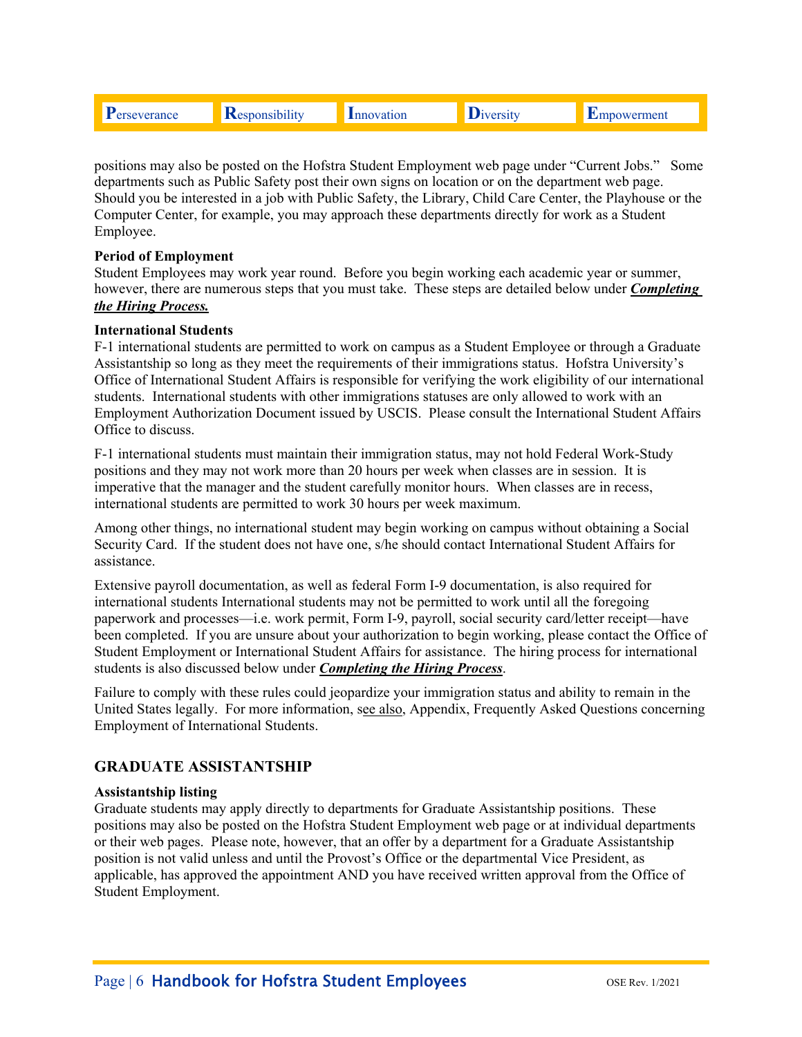positions may also be posted on the Hofstra Student Employment web page under "Current Jobs." Some departments such as Public Safety post their own signs on location or on the department web page. Should you be interested in a job with Public Safety, the Library, Child Care Center, the Playhouse or the Computer Center, for example, you may approach these departments directly for work as a Student Employee.

**Period of Employment**

Student Employees may work year round. Before you begin working each academic year or summer, however, there are numerous steps that you must take. These steps are detailed below under ***Completing the Hiring Process.***

**International Students**

F-1 international students are permitted to work on campus as a Student Employee or through a Graduate Assistantship so long as they meet the requirements of their immigrations status. Hofstra University's Office of International Student Affairs is responsible for verifying the work eligibility of our international students. International students with other immigrations statuses are only allowed to work with an Employment Authorization Document issued by USCIS. Please consult the International Student Affairs Office to discuss.

F-1 international students must maintain their immigration status, may not hold Federal Work-Study positions and they may not work more than 20 hours per week when classes are in session. It is imperative that the manager and the student carefully monitor hours. When classes are in recess, international students are permitted to work 30 hours per week maximum.

Among other things, no international student may begin working on campus without obtaining a Social Security Card. If the student does not have one, s/he should contact International Student Affairs for assistance.

Extensive payroll documentation, as well as federal Form I-9 documentation, is also required for international students International students may not be permitted to work until all the foregoing paperwork and processes—i.e. work permit, Form I-9, payroll, social security card/letter receipt—have been completed. If you are unsure about your authorization to begin working, please contact the Office of Student Employment or International Student Affairs for assistance. The hiring process for international students is also discussed below under ***Completing the Hiring Process***.

Failure to comply with these rules could jeopardize your immigration status and ability to remain in the United States legally. For more information, see also, Appendix, Frequently Asked Questions concerning Employment of International Students.

## GRADUATE ASSISTANTSHIP

**Assistantship listing**

Graduate students may apply directly to departments for Graduate Assistantship positions. These positions may also be posted on the Hofstra Student Employment web page or at individual departments or their web pages. Please note, however, that an offer by a department for a Graduate Assistantship position is not valid unless and until the Provost's Office or the departmental Vice President, as applicable, has approved the appointment AND you have received written approval from the Office of Student Employment.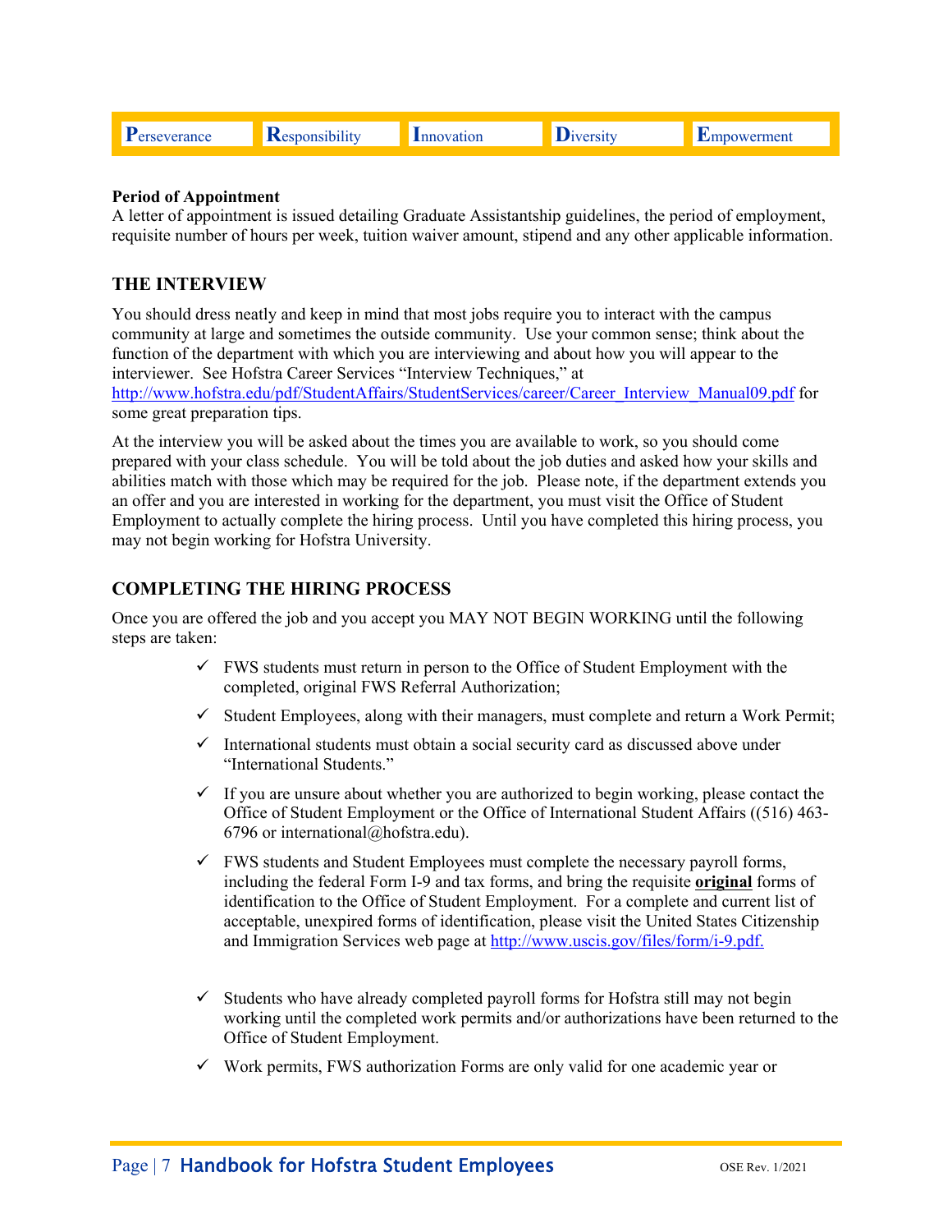**Period of Appointment**
A letter of appointment is issued detailing Graduate Assistantship guidelines, the period of employment, requisite number of hours per week, tuition waiver amount, stipend and any other applicable information.

## THE INTERVIEW

You should dress neatly and keep in mind that most jobs require you to interact with the campus community at large and sometimes the outside community. Use your common sense; think about the function of the department with which you are interviewing and about how you will appear to the interviewer. See Hofstra Career Services "Interview Techniques," at http://www.hofstra.edu/pdf/StudentAffairs/StudentServices/career/Career_Interview_Manual09.pdf for some great preparation tips.

At the interview you will be asked about the times you are available to work, so you should come prepared with your class schedule. You will be told about the job duties and asked how your skills and abilities match with those which may be required for the job. Please note, if the department extends you an offer and you are interested in working for the department, you must visit the Office of Student Employment to actually complete the hiring process. Until you have completed this hiring process, you may not begin working for Hofstra University.

## COMPLETING THE HIRING PROCESS

Once you are offered the job and you accept you MAY NOT BEGIN WORKING until the following steps are taken:

- ✓ FWS students must return in person to the Office of Student Employment with the completed, original FWS Referral Authorization;
- ✓ Student Employees, along with their managers, must complete and return a Work Permit;
- ✓ International students must obtain a social security card as discussed above under "International Students."
- ✓ If you are unsure about whether you are authorized to begin working, please contact the Office of Student Employment or the Office of International Student Affairs ((516) 463-6796 or international@hofstra.edu).
- ✓ FWS students and Student Employees must complete the necessary payroll forms, including the federal Form I-9 and tax forms, and bring the requisite **original** forms of identification to the Office of Student Employment. For a complete and current list of acceptable, unexpired forms of identification, please visit the United States Citizenship and Immigration Services web page at http://www.uscis.gov/files/form/i-9.pdf.
- ✓ Students who have already completed payroll forms for Hofstra still may not begin working until the completed work permits and/or authorizations have been returned to the Office of Student Employment.
- ✓ Work permits, FWS authorization Forms are only valid for one academic year or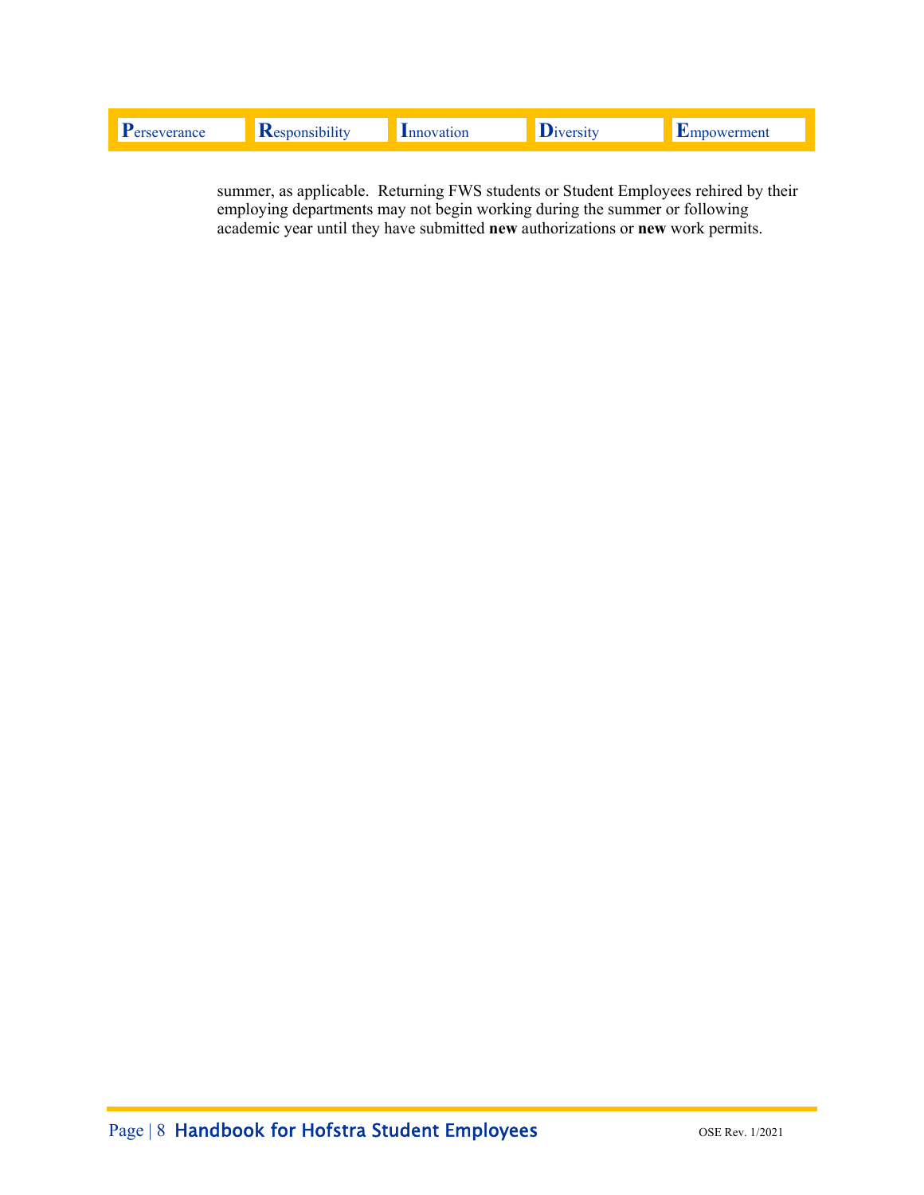summer, as applicable. Returning FWS students or Student Employees rehired by their employing departments may not begin working during the summer or following academic year until they have submitted **new** authorizations or **new** work permits.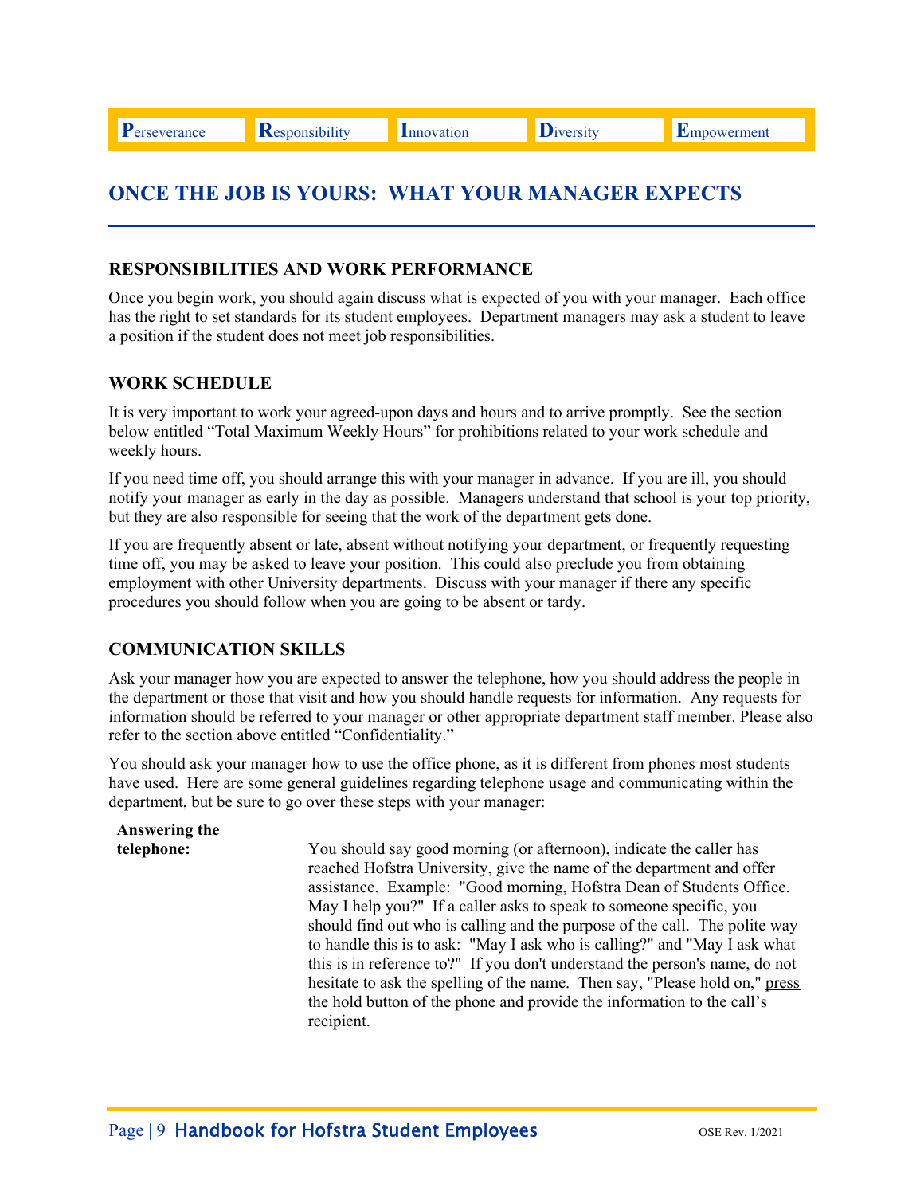# ONCE THE JOB IS YOURS: WHAT YOUR MANAGER EXPECTS

## RESPONSIBILITIES AND WORK PERFORMANCE

Once you begin work, you should again discuss what is expected of you with your manager. Each office has the right to set standards for its student employees. Department managers may ask a student to leave a position if the student does not meet job responsibilities.

## WORK SCHEDULE

It is very important to work your agreed-upon days and hours and to arrive promptly. See the section below entitled "Total Maximum Weekly Hours" for prohibitions related to your work schedule and weekly hours.

If you need time off, you should arrange this with your manager in advance. If you are ill, you should notify your manager as early in the day as possible. Managers understand that school is your top priority, but they are also responsible for seeing that the work of the department gets done.

If you are frequently absent or late, absent without notifying your department, or frequently requesting time off, you may be asked to leave your position. This could also preclude you from obtaining employment with other University departments. Discuss with your manager if there any specific procedures you should follow when you are going to be absent or tardy.

## COMMUNICATION SKILLS

Ask your manager how you are expected to answer the telephone, how you should address the people in the department or those that visit and how you should handle requests for information. Any requests for information should be referred to your manager or other appropriate department staff member. Please also refer to the section above entitled "Confidentiality."

You should ask your manager how to use the office phone, as it is different from phones most students have used. Here are some general guidelines regarding telephone usage and communicating within the department, but be sure to go over these steps with your manager:

**Answering the telephone:** You should say good morning (or afternoon), indicate the caller has reached Hofstra University, give the name of the department and offer assistance. Example: "Good morning, Hofstra Dean of Students Office. May I help you?" If a caller asks to speak to someone specific, you should find out who is calling and the purpose of the call. The polite way to handle this is to ask: "May I ask who is calling?" and "May I ask what this is in reference to?" If you don't understand the person's name, do not hesitate to ask the spelling of the name. Then say, "Please hold on," press the hold button of the phone and provide the information to the call's recipient.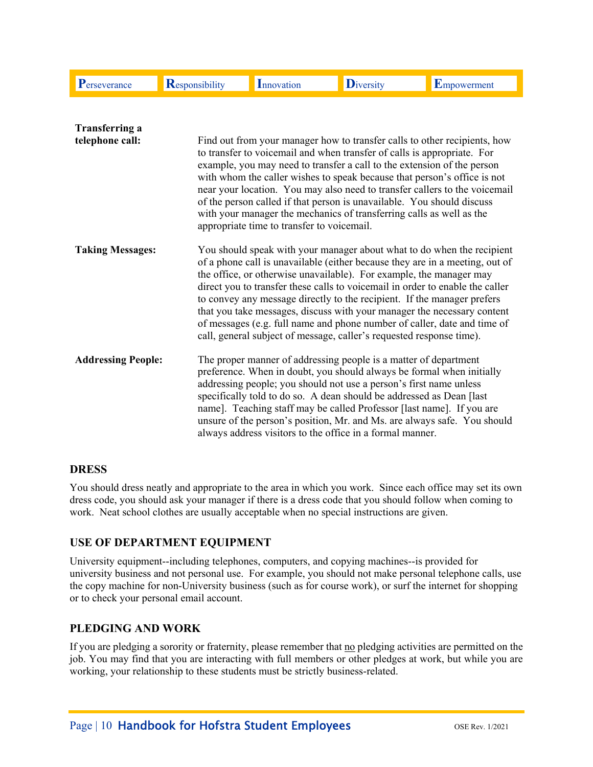**Transferring a telephone call:** Find out from your manager how to transfer calls to other recipients, how to transfer to voicemail and when transfer of calls is appropriate. For example, you may need to transfer a call to the extension of the person with whom the caller wishes to speak because that person's office is not near your location. You may also need to transfer callers to the voicemail of the person called if that person is unavailable. You should discuss with your manager the mechanics of transferring calls as well as the appropriate time to transfer to voicemail.

**Taking Messages:** You should speak with your manager about what to do when the recipient of a phone call is unavailable (either because they are in a meeting, out of the office, or otherwise unavailable). For example, the manager may direct you to transfer these calls to voicemail in order to enable the caller to convey any message directly to the recipient. If the manager prefers that you take messages, discuss with your manager the necessary content of messages (e.g. full name and phone number of caller, date and time of call, general subject of message, caller's requested response time).

**Addressing People:** The proper manner of addressing people is a matter of department preference. When in doubt, you should always be formal when initially addressing people; you should not use a person's first name unless specifically told to do so. A dean should be addressed as Dean [last name]. Teaching staff may be called Professor [last name]. If you are unsure of the person's position, Mr. and Ms. are always safe. You should always address visitors to the office in a formal manner.

## DRESS

You should dress neatly and appropriate to the area in which you work. Since each office may set its own dress code, you should ask your manager if there is a dress code that you should follow when coming to work. Neat school clothes are usually acceptable when no special instructions are given.

## USE OF DEPARTMENT EQUIPMENT

University equipment--including telephones, computers, and copying machines--is provided for university business and not personal use. For example, you should not make personal telephone calls, use the copy machine for non-University business (such as for course work), or surf the internet for shopping or to check your personal email account.

## PLEDGING AND WORK

If you are pledging a sorority or fraternity, please remember that no pledging activities are permitted on the job. You may find that you are interacting with full members or other pledges at work, but while you are working, your relationship to these students must be strictly business-related.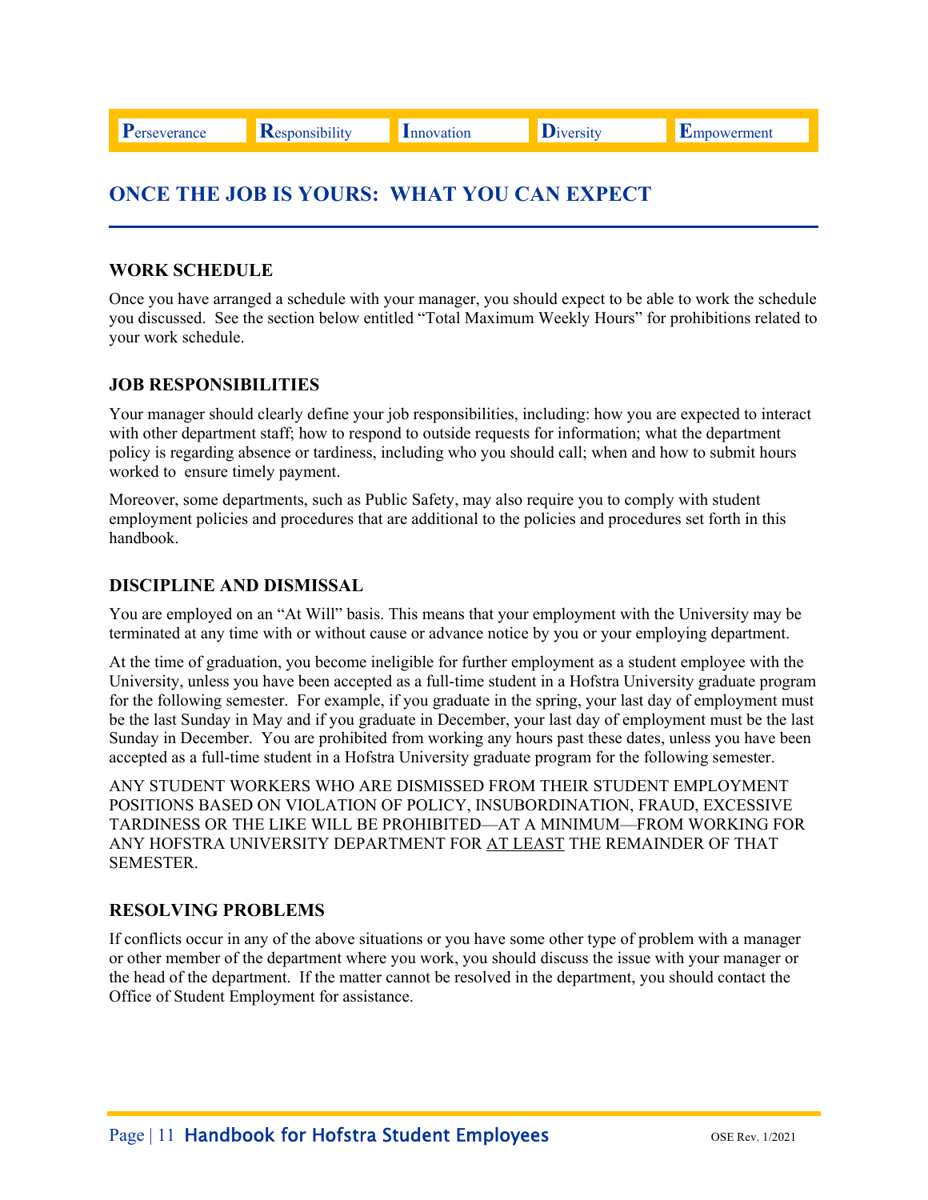## ONCE THE JOB IS YOURS: WHAT YOU CAN EXPECT

### WORK SCHEDULE

Once you have arranged a schedule with your manager, you should expect to be able to work the schedule you discussed. See the section below entitled "Total Maximum Weekly Hours" for prohibitions related to your work schedule.

### JOB RESPONSIBILITIES

Your manager should clearly define your job responsibilities, including: how you are expected to interact with other department staff; how to respond to outside requests for information; what the department policy is regarding absence or tardiness, including who you should call; when and how to submit hours worked to ensure timely payment.

Moreover, some departments, such as Public Safety, may also require you to comply with student employment policies and procedures that are additional to the policies and procedures set forth in this handbook.

### DISCIPLINE AND DISMISSAL

You are employed on an "At Will" basis. This means that your employment with the University may be terminated at any time with or without cause or advance notice by you or your employing department.

At the time of graduation, you become ineligible for further employment as a student employee with the University, unless you have been accepted as a full-time student in a Hofstra University graduate program for the following semester. For example, if you graduate in the spring, your last day of employment must be the last Sunday in May and if you graduate in December, your last day of employment must be the last Sunday in December. You are prohibited from working any hours past these dates, unless you have been accepted as a full-time student in a Hofstra University graduate program for the following semester.

ANY STUDENT WORKERS WHO ARE DISMISSED FROM THEIR STUDENT EMPLOYMENT POSITIONS BASED ON VIOLATION OF POLICY, INSUBORDINATION, FRAUD, EXCESSIVE TARDINESS OR THE LIKE WILL BE PROHIBITED—AT A MINIMUM—FROM WORKING FOR ANY HOFSTRA UNIVERSITY DEPARTMENT FOR AT LEAST THE REMAINDER OF THAT SEMESTER.

### RESOLVING PROBLEMS

If conflicts occur in any of the above situations or you have some other type of problem with a manager or other member of the department where you work, you should discuss the issue with your manager or the head of the department. If the matter cannot be resolved in the department, you should contact the Office of Student Employment for assistance.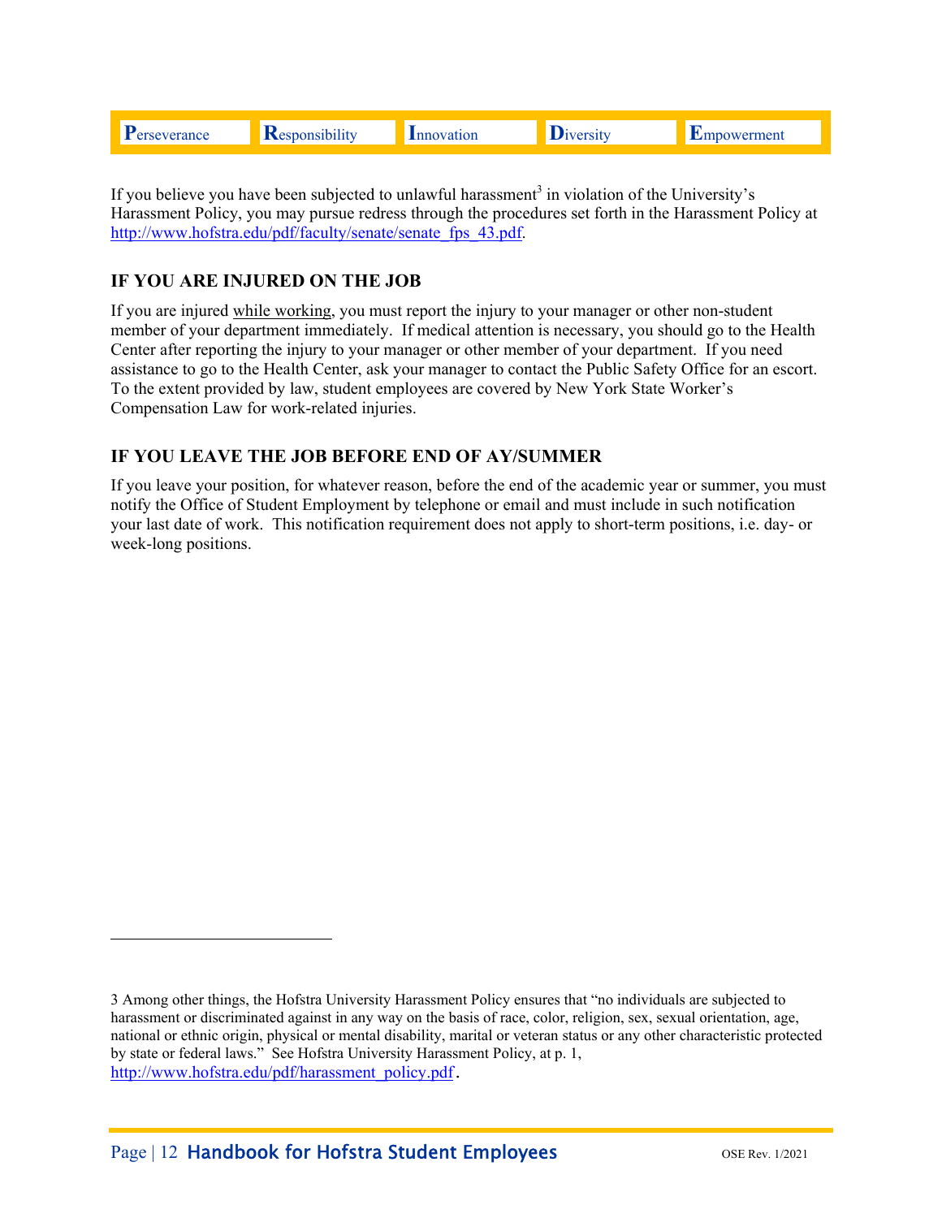If you believe you have been subjected to unlawful harassment[3] in violation of the University's Harassment Policy, you may pursue redress through the procedures set forth in the Harassment Policy at http://www.hofstra.edu/pdf/faculty/senate/senate_fps_43.pdf.

## IF YOU ARE INJURED ON THE JOB

If you are injured while working, you must report the injury to your manager or other non-student member of your department immediately. If medical attention is necessary, you should go to the Health Center after reporting the injury to your manager or other member of your department. If you need assistance to go to the Health Center, ask your manager to contact the Public Safety Office for an escort. To the extent provided by law, student employees are covered by New York State Worker's Compensation Law for work-related injuries.

## IF YOU LEAVE THE JOB BEFORE END OF AY/SUMMER

If you leave your position, for whatever reason, before the end of the academic year or summer, you must notify the Office of Student Employment by telephone or email and must include in such notification your last date of work. This notification requirement does not apply to short-term positions, i.e. day- or week-long positions.

---

3 Among other things, the Hofstra University Harassment Policy ensures that "no individuals are subjected to harassment or discriminated against in any way on the basis of race, color, religion, sex, sexual orientation, age, national or ethnic origin, physical or mental disability, marital or veteran status or any other characteristic protected by state or federal laws." See Hofstra University Harassment Policy, at p. 1, http://www.hofstra.edu/pdf/harassment_policy.pdf.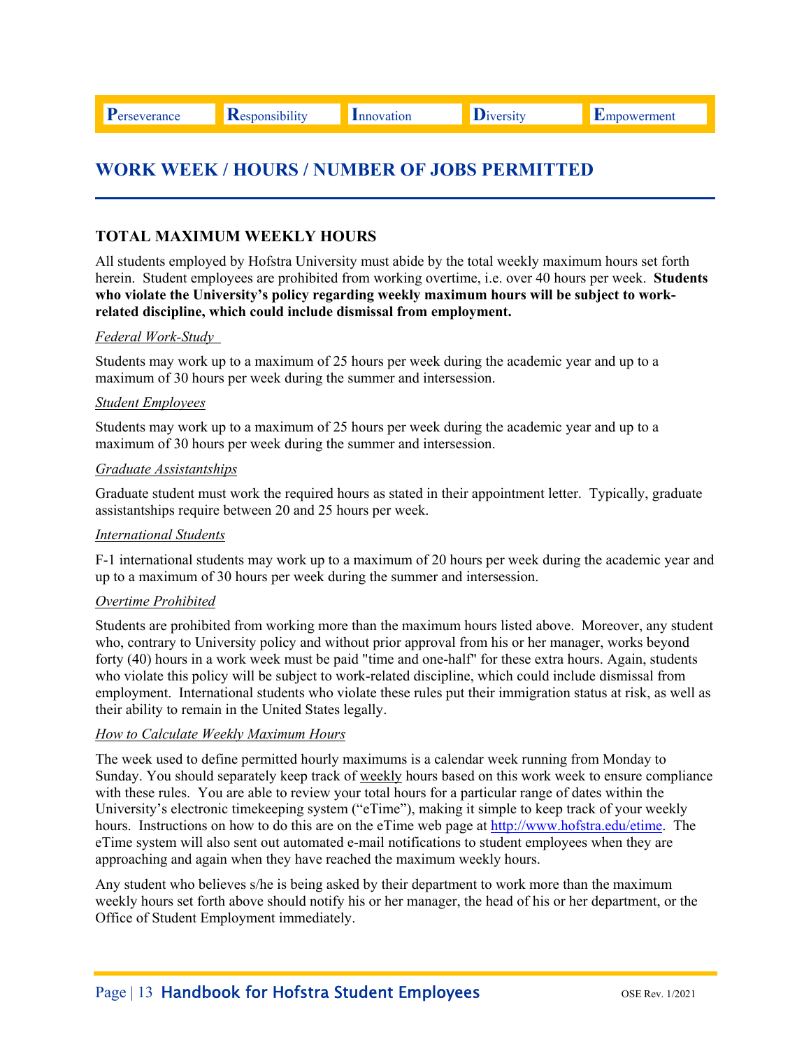## WORK WEEK / HOURS / NUMBER OF JOBS PERMITTED

### TOTAL MAXIMUM WEEKLY HOURS

All students employed by Hofstra University must abide by the total weekly maximum hours set forth herein. Student employees are prohibited from working overtime, i.e. over 40 hours per week. **Students who violate the University's policy regarding weekly maximum hours will be subject to work-related discipline, which could include dismissal from employment.**

*Federal Work-Study*

Students may work up to a maximum of 25 hours per week during the academic year and up to a maximum of 30 hours per week during the summer and intersession.

*Student Employees*

Students may work up to a maximum of 25 hours per week during the academic year and up to a maximum of 30 hours per week during the summer and intersession.

*Graduate Assistantships*

Graduate student must work the required hours as stated in their appointment letter. Typically, graduate assistantships require between 20 and 25 hours per week.

*International Students*

F-1 international students may work up to a maximum of 20 hours per week during the academic year and up to a maximum of 30 hours per week during the summer and intersession.

*Overtime Prohibited*

Students are prohibited from working more than the maximum hours listed above. Moreover, any student who, contrary to University policy and without prior approval from his or her manager, works beyond forty (40) hours in a work week must be paid "time and one-half" for these extra hours. Again, students who violate this policy will be subject to work-related discipline, which could include dismissal from employment. International students who violate these rules put their immigration status at risk, as well as their ability to remain in the United States legally.

*How to Calculate Weekly Maximum Hours*

The week used to define permitted hourly maximums is a calendar week running from Monday to Sunday. You should separately keep track of weekly hours based on this work week to ensure compliance with these rules. You are able to review your total hours for a particular range of dates within the University's electronic timekeeping system ("eTime"), making it simple to keep track of your weekly hours. Instructions on how to do this are on the eTime web page at http://www.hofstra.edu/etime. The eTime system will also sent out automated e-mail notifications to student employees when they are approaching and again when they have reached the maximum weekly hours.

Any student who believes s/he is being asked by their department to work more than the maximum weekly hours set forth above should notify his or her manager, the head of his or her department, or the Office of Student Employment immediately.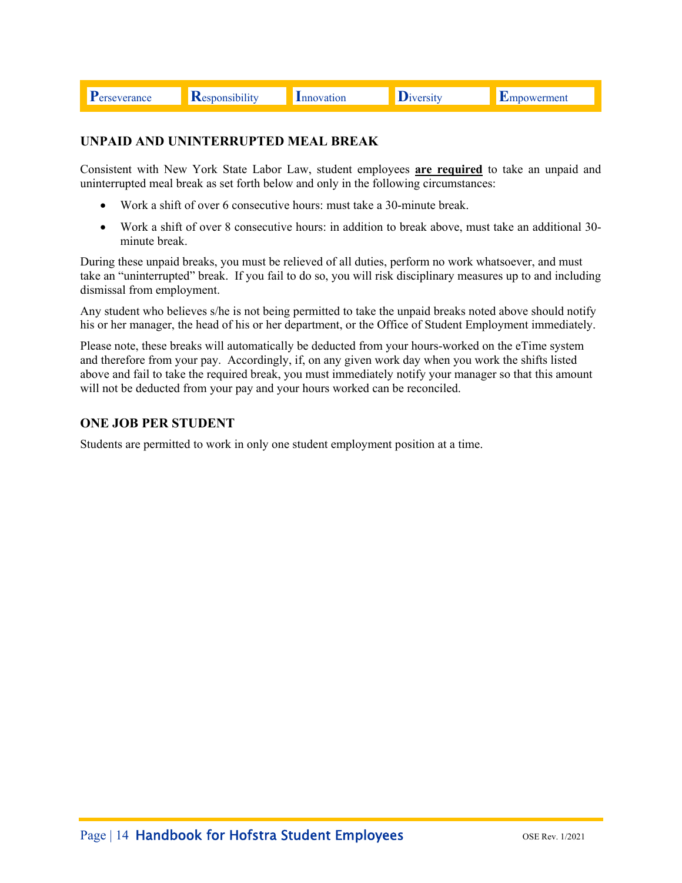## UNPAID AND UNINTERRUPTED MEAL BREAK

Consistent with New York State Labor Law, student employees **are required** to take an unpaid and uninterrupted meal break as set forth below and only in the following circumstances:

- Work a shift of over 6 consecutive hours: must take a 30-minute break.
- Work a shift of over 8 consecutive hours: in addition to break above, must take an additional 30-minute break.

During these unpaid breaks, you must be relieved of all duties, perform no work whatsoever, and must take an "uninterrupted" break. If you fail to do so, you will risk disciplinary measures up to and including dismissal from employment.

Any student who believes s/he is not being permitted to take the unpaid breaks noted above should notify his or her manager, the head of his or her department, or the Office of Student Employment immediately.

Please note, these breaks will automatically be deducted from your hours-worked on the eTime system and therefore from your pay. Accordingly, if, on any given work day when you work the shifts listed above and fail to take the required break, you must immediately notify your manager so that this amount will not be deducted from your pay and your hours worked can be reconciled.

## ONE JOB PER STUDENT

Students are permitted to work in only one student employment position at a time.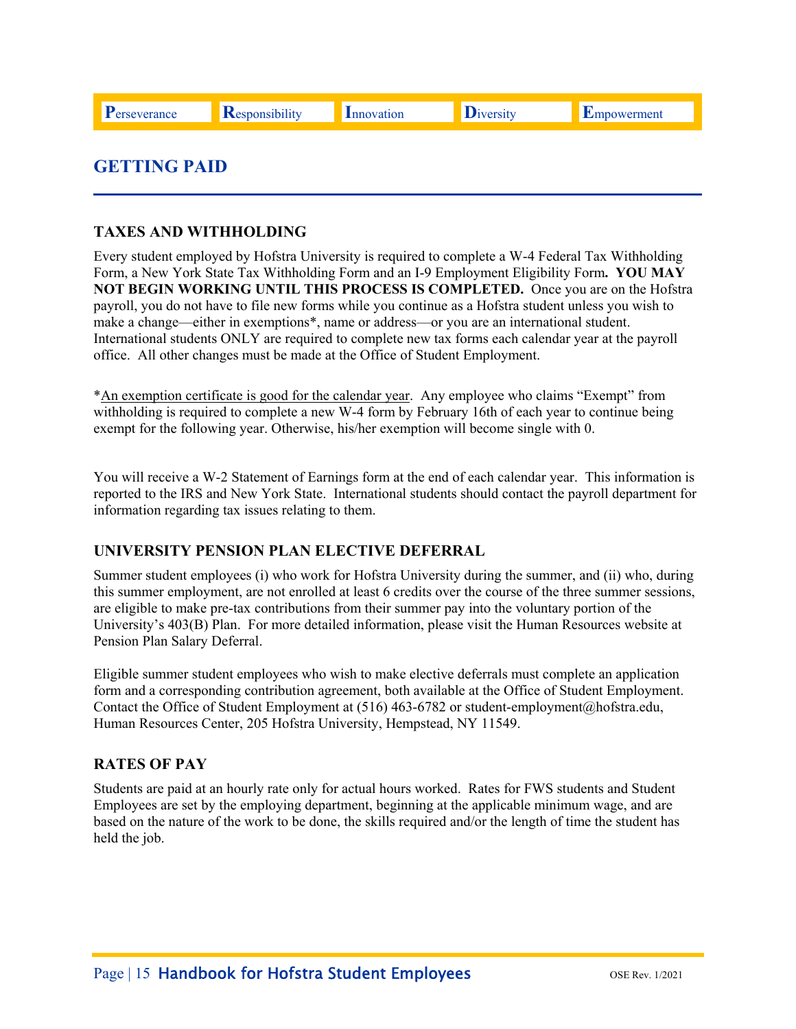## GETTING PAID

### TAXES AND WITHHOLDING

Every student employed by Hofstra University is required to complete a W-4 Federal Tax Withholding Form, a New York State Tax Withholding Form and an I-9 Employment Eligibility Form**. YOU MAY NOT BEGIN WORKING UNTIL THIS PROCESS IS COMPLETED.** Once you are on the Hofstra payroll, you do not have to file new forms while you continue as a Hofstra student unless you wish to make a change—either in exemptions*, name or address—or you are an international student. International students ONLY are required to complete new tax forms each calendar year at the payroll office. All other changes must be made at the Office of Student Employment.

*An exemption certificate is good for the calendar year. Any employee who claims "Exempt" from withholding is required to complete a new W-4 form by February 16th of each year to continue being exempt for the following year. Otherwise, his/her exemption will become single with 0.

You will receive a W-2 Statement of Earnings form at the end of each calendar year. This information is reported to the IRS and New York State. International students should contact the payroll department for information regarding tax issues relating to them.

### UNIVERSITY PENSION PLAN ELECTIVE DEFERRAL

Summer student employees (i) who work for Hofstra University during the summer, and (ii) who, during this summer employment, are not enrolled at least 6 credits over the course of the three summer sessions, are eligible to make pre-tax contributions from their summer pay into the voluntary portion of the University's 403(B) Plan. For more detailed information, please visit the Human Resources website at Pension Plan Salary Deferral.

Eligible summer student employees who wish to make elective deferrals must complete an application form and a corresponding contribution agreement, both available at the Office of Student Employment. Contact the Office of Student Employment at (516) 463-6782 or student-employment@hofstra.edu, Human Resources Center, 205 Hofstra University, Hempstead, NY 11549.

### RATES OF PAY

Students are paid at an hourly rate only for actual hours worked. Rates for FWS students and Student Employees are set by the employing department, beginning at the applicable minimum wage, and are based on the nature of the work to be done, the skills required and/or the length of time the student has held the job.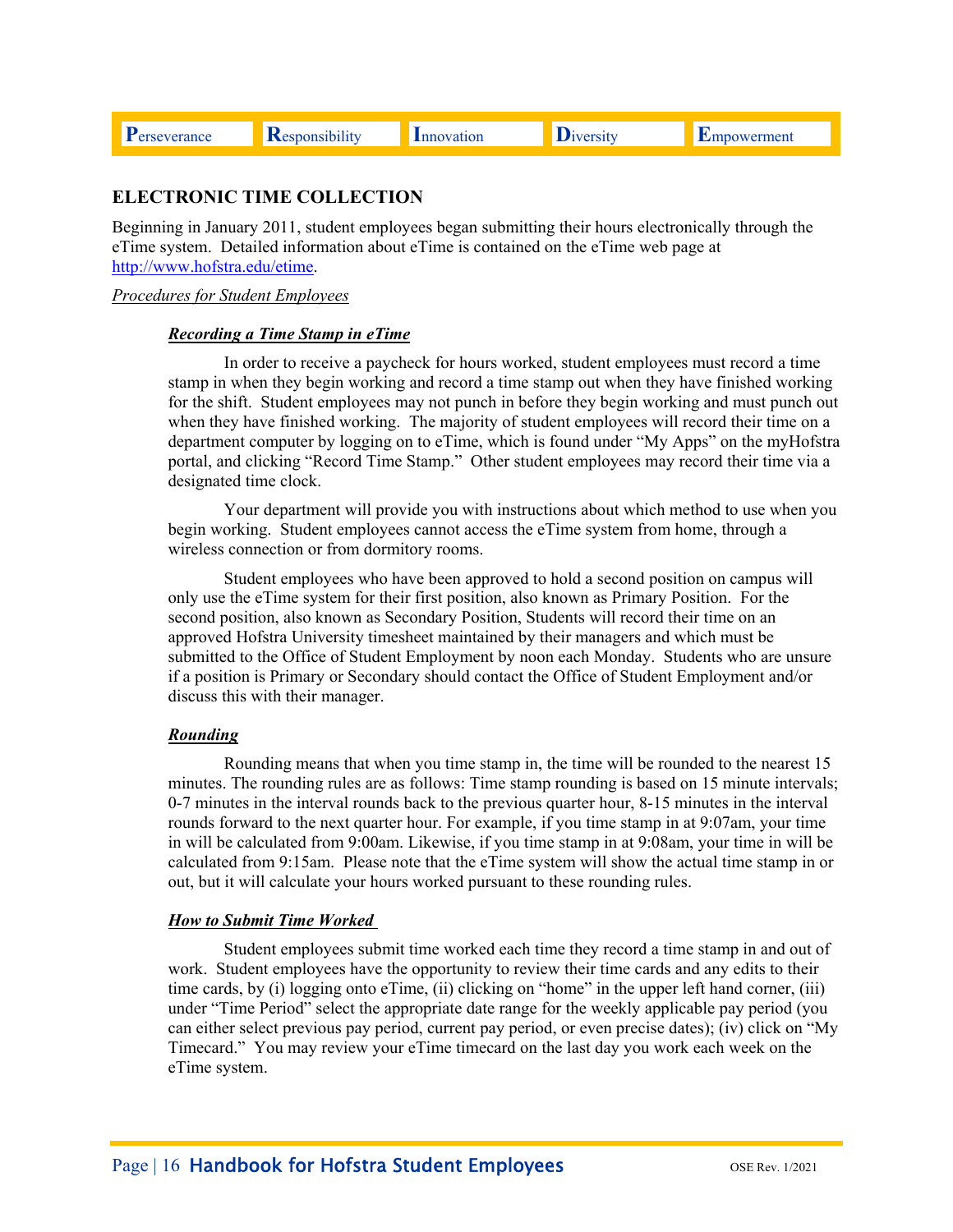## ELECTRONIC TIME COLLECTION

Beginning in January 2011, student employees began submitting their hours electronically through the eTime system. Detailed information about eTime is contained on the eTime web page at [http://www.hofstra.edu/etime](http://www.hofstra.edu/etime).

*Procedures for Student Employees*

### ***Recording a Time Stamp in eTime***

In order to receive a paycheck for hours worked, student employees must record a time stamp in when they begin working and record a time stamp out when they have finished working for the shift. Student employees may not punch in before they begin working and must punch out when they have finished working. The majority of student employees will record their time on a department computer by logging on to eTime, which is found under "My Apps" on the myHofstra portal, and clicking "Record Time Stamp." Other student employees may record their time via a designated time clock.

Your department will provide you with instructions about which method to use when you begin working. Student employees cannot access the eTime system from home, through a wireless connection or from dormitory rooms.

Student employees who have been approved to hold a second position on campus will only use the eTime system for their first position, also known as Primary Position. For the second position, also known as Secondary Position, Students will record their time on an approved Hofstra University timesheet maintained by their managers and which must be submitted to the Office of Student Employment by noon each Monday. Students who are unsure if a position is Primary or Secondary should contact the Office of Student Employment and/or discuss this with their manager.

### ***Rounding***

Rounding means that when you time stamp in, the time will be rounded to the nearest 15 minutes. The rounding rules are as follows: Time stamp rounding is based on 15 minute intervals; 0-7 minutes in the interval rounds back to the previous quarter hour, 8-15 minutes in the interval rounds forward to the next quarter hour. For example, if you time stamp in at 9:07am, your time in will be calculated from 9:00am. Likewise, if you time stamp in at 9:08am, your time in will be calculated from 9:15am. Please note that the eTime system will show the actual time stamp in or out, but it will calculate your hours worked pursuant to these rounding rules.

### ***How to Submit Time Worked***

Student employees submit time worked each time they record a time stamp in and out of work. Student employees have the opportunity to review their time cards and any edits to their time cards, by (i) logging onto eTime, (ii) clicking on "home" in the upper left hand corner, (iii) under "Time Period" select the appropriate date range for the weekly applicable pay period (you can either select previous pay period, current pay period, or even precise dates); (iv) click on "My Timecard." You may review your eTime timecard on the last day you work each week on the eTime system.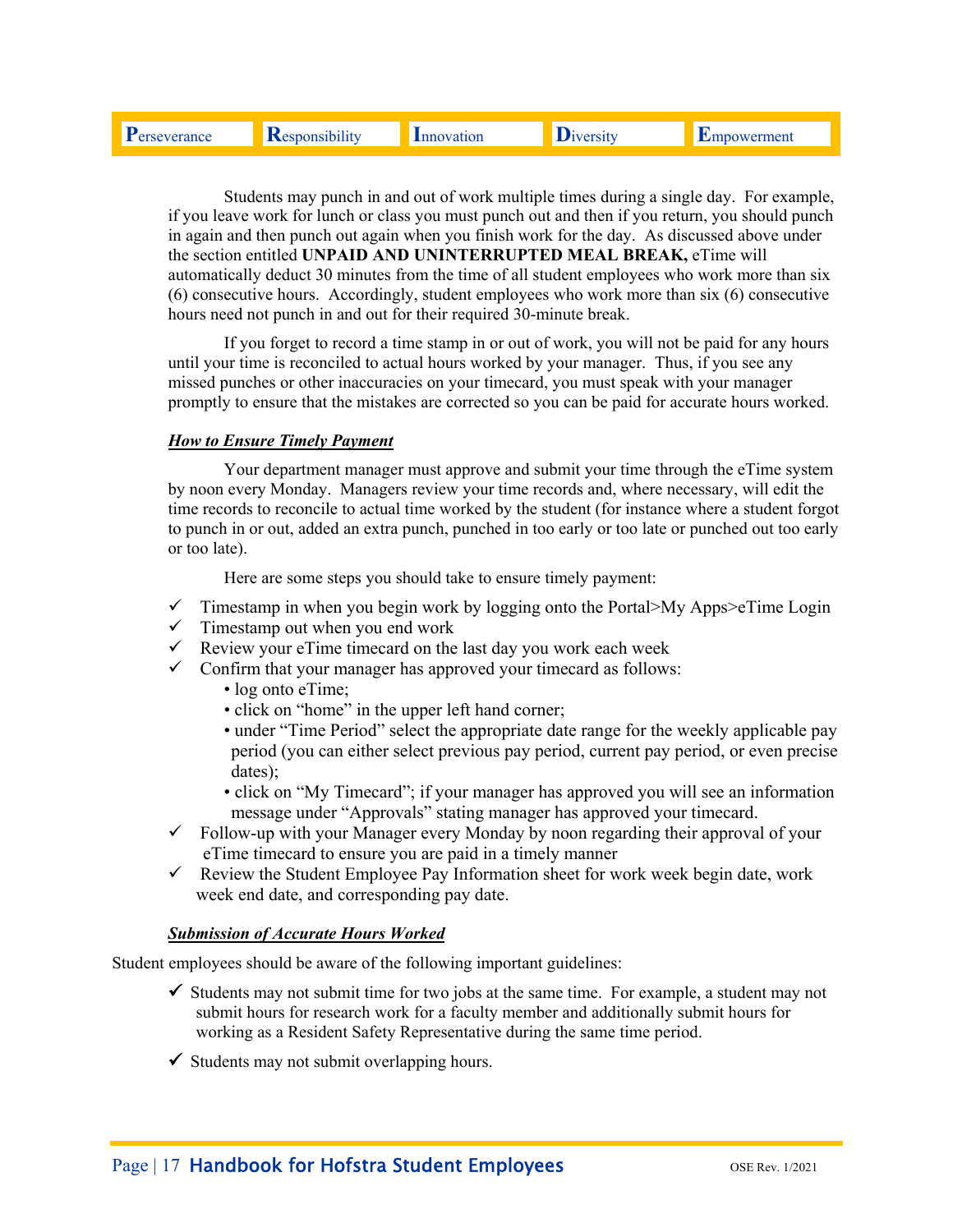Students may punch in and out of work multiple times during a single day. For example, if you leave work for lunch or class you must punch out and then if you return, you should punch in again and then punch out again when you finish work for the day. As discussed above under the section entitled **UNPAID AND UNINTERRUPTED MEAL BREAK,** eTime will automatically deduct 30 minutes from the time of all student employees who work more than six (6) consecutive hours. Accordingly, student employees who work more than six (6) consecutive hours need not punch in and out for their required 30-minute break.

If you forget to record a time stamp in or out of work, you will not be paid for any hours until your time is reconciled to actual hours worked by your manager. Thus, if you see any missed punches or other inaccuracies on your timecard, you must speak with your manager promptly to ensure that the mistakes are corrected so you can be paid for accurate hours worked.

***How to Ensure Timely Payment***

Your department manager must approve and submit your time through the eTime system by noon every Monday. Managers review your time records and, where necessary, will edit the time records to reconcile to actual time worked by the student (for instance where a student forgot to punch in or out, added an extra punch, punched in too early or too late or punched out too early or too late).

Here are some steps you should take to ensure timely payment:

- ✓ Timestamp in when you begin work by logging onto the Portal>My Apps>eTime Login
- ✓ Timestamp out when you end work
- ✓ Review your eTime timecard on the last day you work each week
- ✓ Confirm that your manager has approved your timecard as follows:
  - log onto eTime;
  - click on "home" in the upper left hand corner;
  - under "Time Period" select the appropriate date range for the weekly applicable pay period (you can either select previous pay period, current pay period, or even precise dates);
  - click on "My Timecard"; if your manager has approved you will see an information message under "Approvals" stating manager has approved your timecard.
- ✓ Follow-up with your Manager every Monday by noon regarding their approval of your eTime timecard to ensure you are paid in a timely manner
- ✓ Review the Student Employee Pay Information sheet for work week begin date, work week end date, and corresponding pay date.

***Submission of Accurate Hours Worked***

Student employees should be aware of the following important guidelines:

- ✓ Students may not submit time for two jobs at the same time. For example, a student may not submit hours for research work for a faculty member and additionally submit hours for working as a Resident Safety Representative during the same time period.
- ✓ Students may not submit overlapping hours.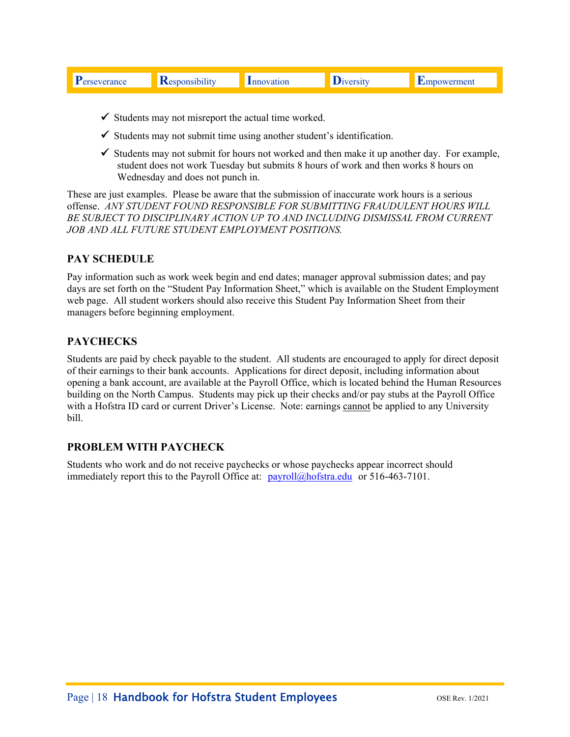- ✓ Students may not misreport the actual time worked.
- ✓ Students may not submit time using another student's identification.
- ✓ Students may not submit for hours not worked and then make it up another day. For example, student does not work Tuesday but submits 8 hours of work and then works 8 hours on Wednesday and does not punch in.

These are just examples. Please be aware that the submission of inaccurate work hours is a serious offense. *ANY STUDENT FOUND RESPONSIBLE FOR SUBMITTING FRAUDULENT HOURS WILL BE SUBJECT TO DISCIPLINARY ACTION UP TO AND INCLUDING DISMISSAL FROM CURRENT JOB AND ALL FUTURE STUDENT EMPLOYMENT POSITIONS.*

### PAY SCHEDULE

Pay information such as work week begin and end dates; manager approval submission dates; and pay days are set forth on the "Student Pay Information Sheet," which is available on the Student Employment web page. All student workers should also receive this Student Pay Information Sheet from their managers before beginning employment.

### PAYCHECKS

Students are paid by check payable to the student. All students are encouraged to apply for direct deposit of their earnings to their bank accounts. Applications for direct deposit, including information about opening a bank account, are available at the Payroll Office, which is located behind the Human Resources building on the North Campus. Students may pick up their checks and/or pay stubs at the Payroll Office with a Hofstra ID card or current Driver's License. Note: earnings <u>cannot</u> be applied to any University bill.

### PROBLEM WITH PAYCHECK

Students who work and do not receive paychecks or whose paychecks appear incorrect should immediately report this to the Payroll Office at: payroll@hofstra.edu or 516-463-7101.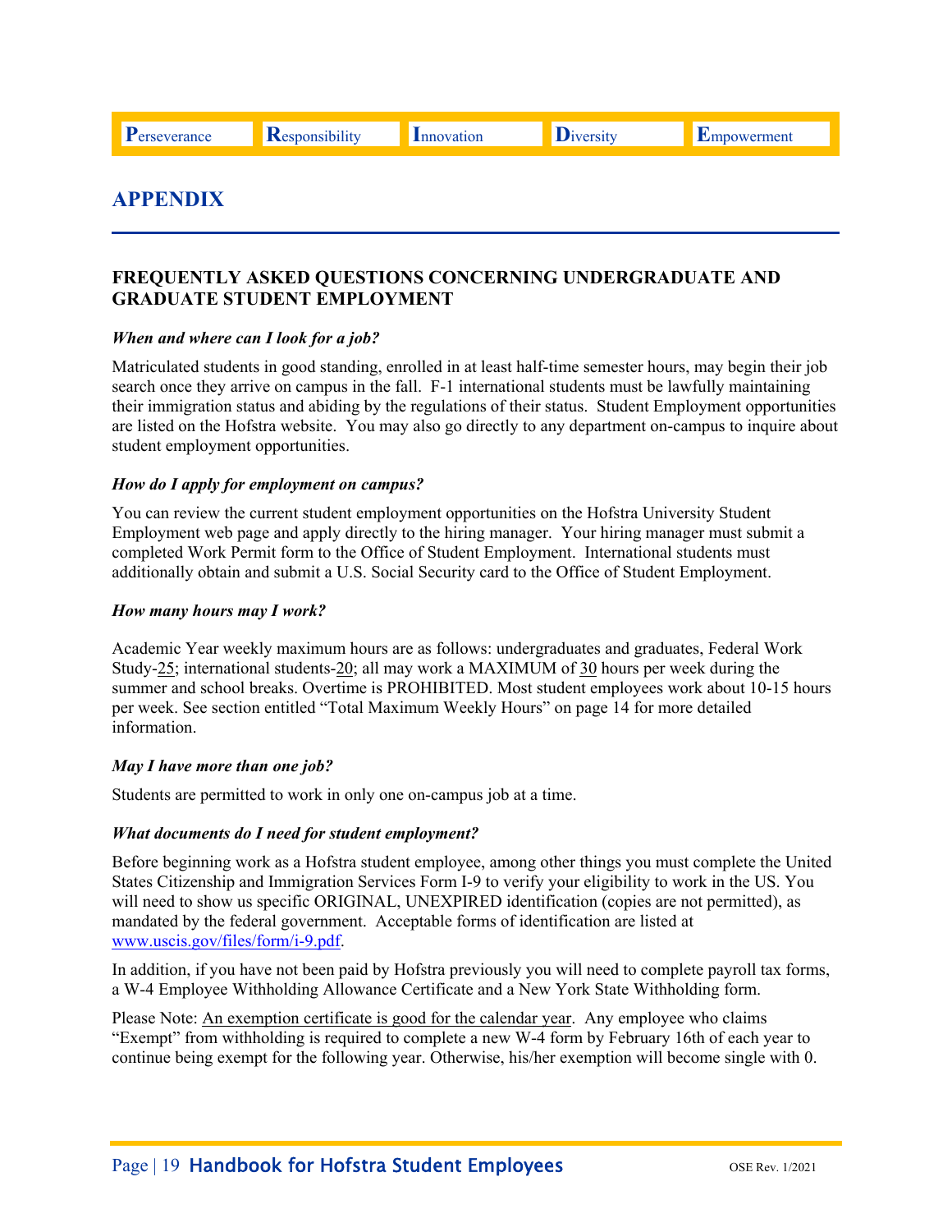## APPENDIX

### FREQUENTLY ASKED QUESTIONS CONCERNING UNDERGRADUATE AND GRADUATE STUDENT EMPLOYMENT

***When and where can I look for a job?***

Matriculated students in good standing, enrolled in at least half-time semester hours, may begin their job search once they arrive on campus in the fall. F-1 international students must be lawfully maintaining their immigration status and abiding by the regulations of their status. Student Employment opportunities are listed on the Hofstra website. You may also go directly to any department on-campus to inquire about student employment opportunities.

***How do I apply for employment on campus?***

You can review the current student employment opportunities on the Hofstra University Student Employment web page and apply directly to the hiring manager. Your hiring manager must submit a completed Work Permit form to the Office of Student Employment. International students must additionally obtain and submit a U.S. Social Security card to the Office of Student Employment.

***How many hours may I work?***

Academic Year weekly maximum hours are as follows: undergraduates and graduates, Federal Work Study-25; international students-20; all may work a MAXIMUM of 30 hours per week during the summer and school breaks. Overtime is PROHIBITED. Most student employees work about 10-15 hours per week. See section entitled "Total Maximum Weekly Hours" on page 14 for more detailed information.

***May I have more than one job?***

Students are permitted to work in only one on-campus job at a time.

***What documents do I need for student employment?***

Before beginning work as a Hofstra student employee, among other things you must complete the United States Citizenship and Immigration Services Form I-9 to verify your eligibility to work in the US. You will need to show us specific ORIGINAL, UNEXPIRED identification (copies are not permitted), as mandated by the federal government. Acceptable forms of identification are listed at www.uscis.gov/files/form/i-9.pdf.

In addition, if you have not been paid by Hofstra previously you will need to complete payroll tax forms, a W-4 Employee Withholding Allowance Certificate and a New York State Withholding form.

Please Note: An exemption certificate is good for the calendar year. Any employee who claims "Exempt" from withholding is required to complete a new W-4 form by February 16th of each year to continue being exempt for the following year. Otherwise, his/her exemption will become single with 0.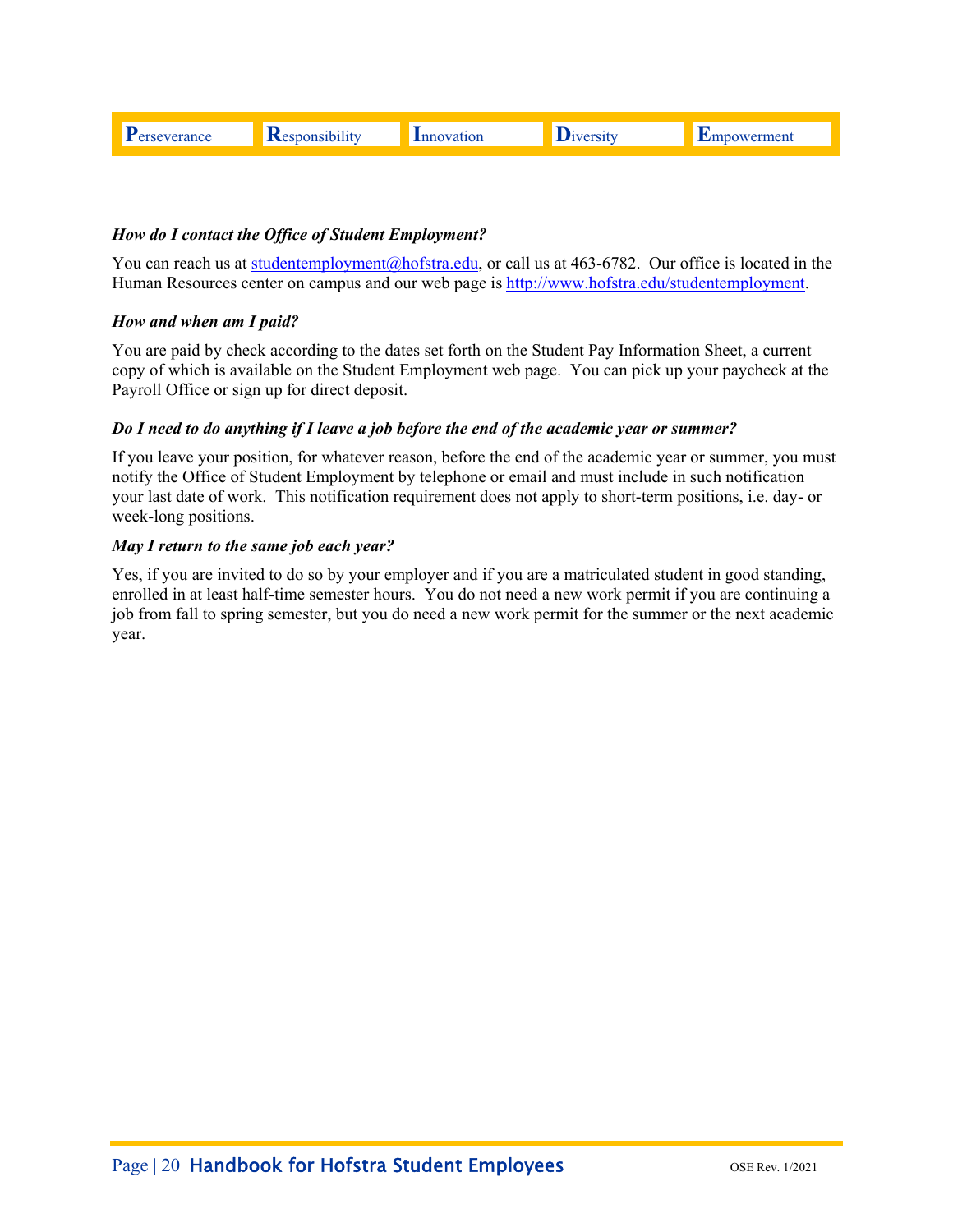### *How do I contact the Office of Student Employment?*

You can reach us at studentemployment@hofstra.edu, or call us at 463-6782. Our office is located in the Human Resources center on campus and our web page is http://www.hofstra.edu/studentemployment.

### *How and when am I paid?*

You are paid by check according to the dates set forth on the Student Pay Information Sheet, a current copy of which is available on the Student Employment web page. You can pick up your paycheck at the Payroll Office or sign up for direct deposit.

### *Do I need to do anything if I leave a job before the end of the academic year or summer?*

If you leave your position, for whatever reason, before the end of the academic year or summer, you must notify the Office of Student Employment by telephone or email and must include in such notification your last date of work. This notification requirement does not apply to short-term positions, i.e. day- or week-long positions.

### *May I return to the same job each year?*

Yes, if you are invited to do so by your employer and if you are a matriculated student in good standing, enrolled in at least half-time semester hours. You do not need a new work permit if you are continuing a job from fall to spring semester, but you do need a new work permit for the summer or the next academic year.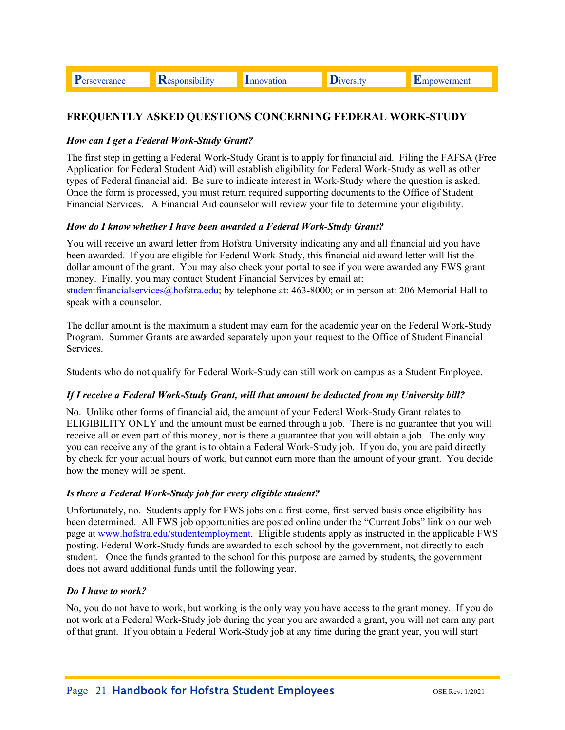## FREQUENTLY ASKED QUESTIONS CONCERNING FEDERAL WORK-STUDY

***How can I get a Federal Work-Study Grant?***

The first step in getting a Federal Work-Study Grant is to apply for financial aid. Filing the FAFSA (Free Application for Federal Student Aid) will establish eligibility for Federal Work-Study as well as other types of Federal financial aid. Be sure to indicate interest in Work-Study where the question is asked. Once the form is processed, you must return required supporting documents to the Office of Student Financial Services. A Financial Aid counselor will review your file to determine your eligibility.

***How do I know whether I have been awarded a Federal Work-Study Grant?***

You will receive an award letter from Hofstra University indicating any and all financial aid you have been awarded. If you are eligible for Federal Work-Study, this financial aid award letter will list the dollar amount of the grant. You may also check your portal to see if you were awarded any FWS grant money. Finally, you may contact Student Financial Services by email at: studentfinancialservices@hofstra.edu; by telephone at: 463-8000; or in person at: 206 Memorial Hall to speak with a counselor.

The dollar amount is the maximum a student may earn for the academic year on the Federal Work-Study Program. Summer Grants are awarded separately upon your request to the Office of Student Financial Services.

Students who do not qualify for Federal Work-Study can still work on campus as a Student Employee.

***If I receive a Federal Work-Study Grant, will that amount be deducted from my University bill?***

No. Unlike other forms of financial aid, the amount of your Federal Work-Study Grant relates to ELIGIBILITY ONLY and the amount must be earned through a job. There is no guarantee that you will receive all or even part of this money, nor is there a guarantee that you will obtain a job. The only way you can receive any of the grant is to obtain a Federal Work-Study job. If you do, you are paid directly by check for your actual hours of work, but cannot earn more than the amount of your grant. You decide how the money will be spent.

***Is there a Federal Work-Study job for every eligible student?***

Unfortunately, no. Students apply for FWS jobs on a first-come, first-served basis once eligibility has been determined. All FWS job opportunities are posted online under the "Current Jobs" link on our web page at www.hofstra.edu/studentemployment. Eligible students apply as instructed in the applicable FWS posting. Federal Work-Study funds are awarded to each school by the government, not directly to each student. Once the funds granted to the school for this purpose are earned by students, the government does not award additional funds until the following year.

***Do I have to work?***

No, you do not have to work, but working is the only way you have access to the grant money. If you do not work at a Federal Work-Study job during the year you are awarded a grant, you will not earn any part of that grant. If you obtain a Federal Work-Study job at any time during the grant year, you will start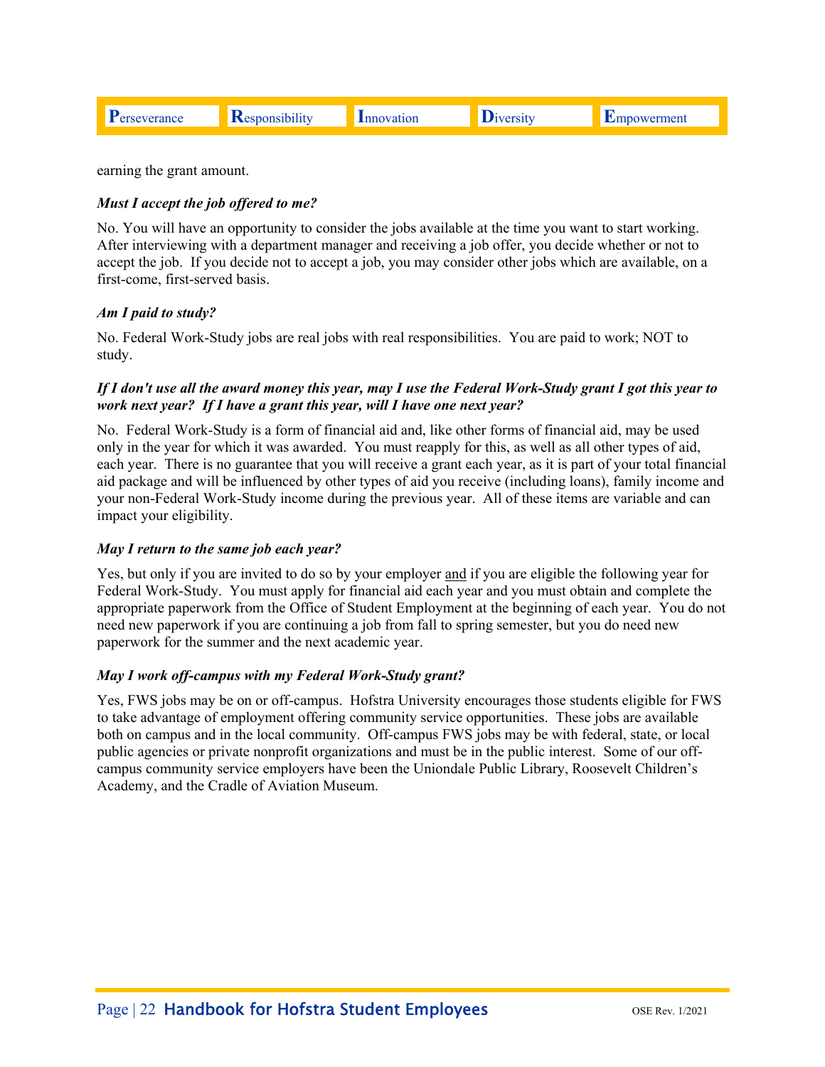earning the grant amount.

***Must I accept the job offered to me?***

No. You will have an opportunity to consider the jobs available at the time you want to start working. After interviewing with a department manager and receiving a job offer, you decide whether or not to accept the job. If you decide not to accept a job, you may consider other jobs which are available, on a first-come, first-served basis.

***Am I paid to study?***

No. Federal Work-Study jobs are real jobs with real responsibilities. You are paid to work; NOT to study.

***If I don't use all the award money this year, may I use the Federal Work-Study grant I got this year to work next year? If I have a grant this year, will I have one next year?***

No. Federal Work-Study is a form of financial aid and, like other forms of financial aid, may be used only in the year for which it was awarded. You must reapply for this, as well as all other types of aid, each year. There is no guarantee that you will receive a grant each year, as it is part of your total financial aid package and will be influenced by other types of aid you receive (including loans), family income and your non-Federal Work-Study income during the previous year. All of these items are variable and can impact your eligibility.

***May I return to the same job each year?***

Yes, but only if you are invited to do so by your employer <u>and</u> if you are eligible the following year for Federal Work-Study. You must apply for financial aid each year and you must obtain and complete the appropriate paperwork from the Office of Student Employment at the beginning of each year. You do not need new paperwork if you are continuing a job from fall to spring semester, but you do need new paperwork for the summer and the next academic year.

***May I work off-campus with my Federal Work-Study grant?***

Yes, FWS jobs may be on or off-campus. Hofstra University encourages those students eligible for FWS to take advantage of employment offering community service opportunities. These jobs are available both on campus and in the local community. Off-campus FWS jobs may be with federal, state, or local public agencies or private nonprofit organizations and must be in the public interest. Some of our off-campus community service employers have been the Uniondale Public Library, Roosevelt Children's Academy, and the Cradle of Aviation Museum.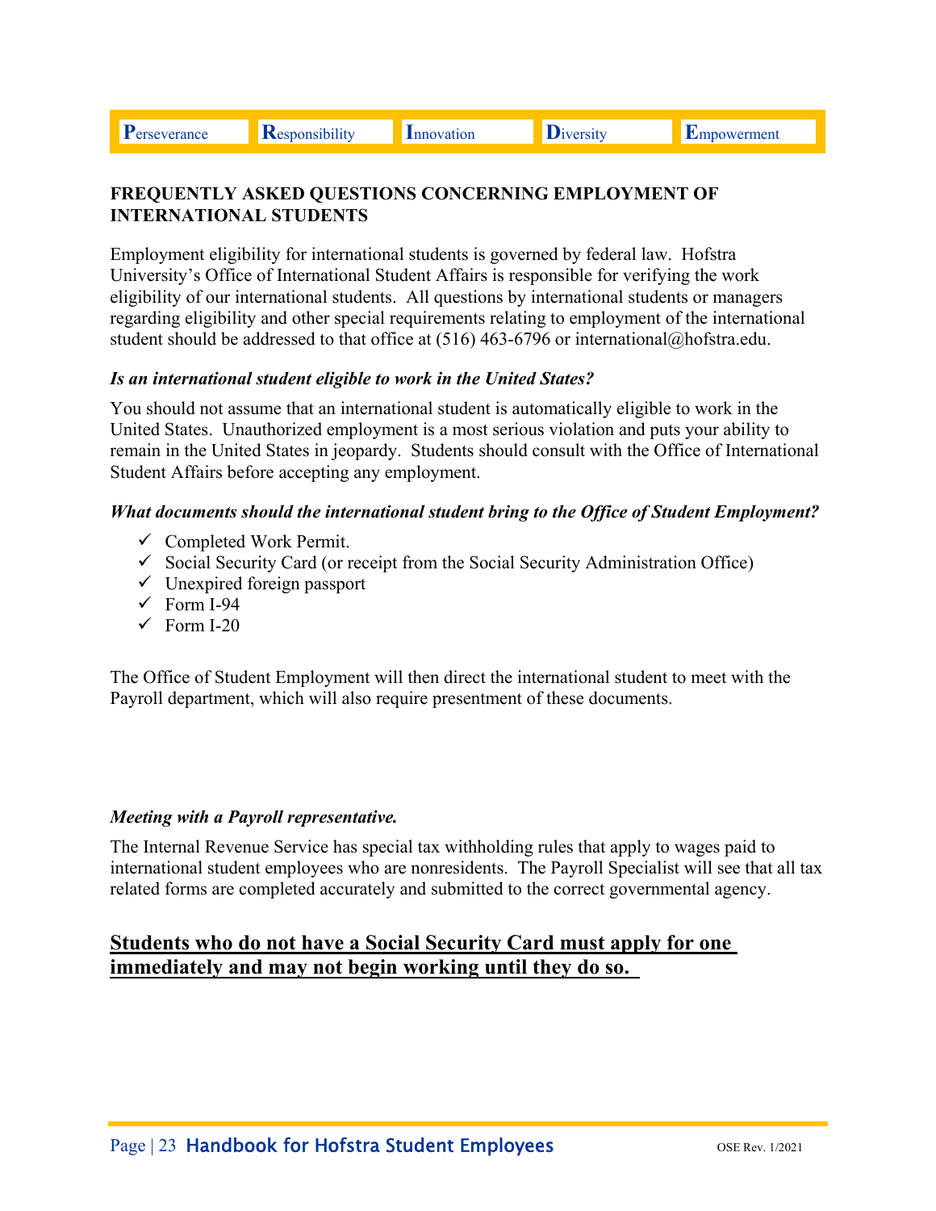## FREQUENTLY ASKED QUESTIONS CONCERNING EMPLOYMENT OF INTERNATIONAL STUDENTS

Employment eligibility for international students is governed by federal law. Hofstra University's Office of International Student Affairs is responsible for verifying the work eligibility of our international students. All questions by international students or managers regarding eligibility and other special requirements relating to employment of the international student should be addressed to that office at (516) 463-6796 or international@hofstra.edu.

***Is an international student eligible to work in the United States?***

You should not assume that an international student is automatically eligible to work in the United States. Unauthorized employment is a most serious violation and puts your ability to remain in the United States in jeopardy. Students should consult with the Office of International Student Affairs before accepting any employment.

***What documents should the international student bring to the Office of Student Employment?***

- ✓ Completed Work Permit.
- ✓ Social Security Card (or receipt from the Social Security Administration Office)
- ✓ Unexpired foreign passport
- ✓ Form I-94
- ✓ Form I-20

The Office of Student Employment will then direct the international student to meet with the Payroll department, which will also require presentment of these documents.

***Meeting with a Payroll representative.***

The Internal Revenue Service has special tax withholding rules that apply to wages paid to international student employees who are nonresidents. The Payroll Specialist will see that all tax related forms are completed accurately and submitted to the correct governmental agency.

**<u>Students who do not have a Social Security Card must apply for one immediately and may not begin working until they do so.</u>**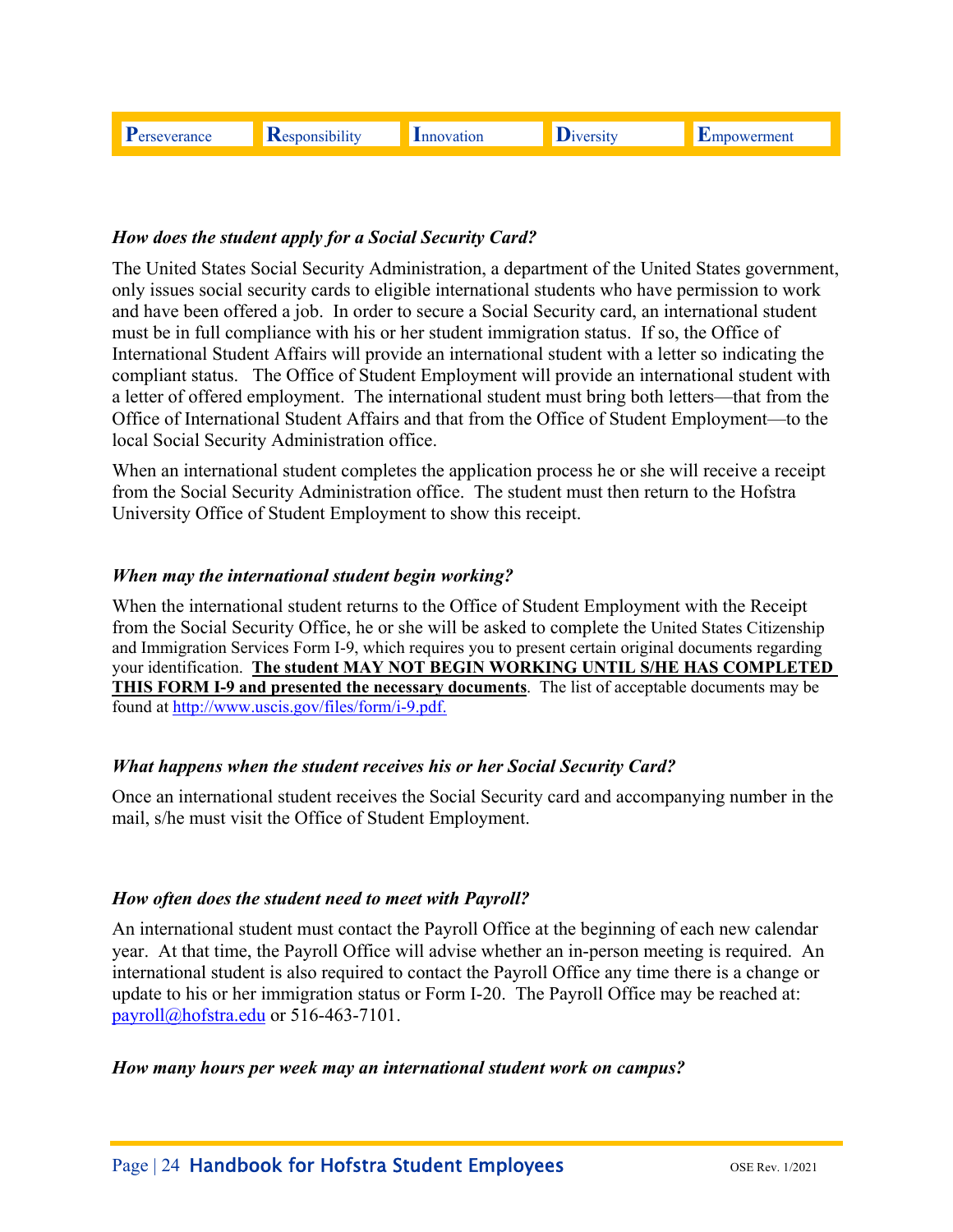### *How does the student apply for a Social Security Card?*

The United States Social Security Administration, a department of the United States government, only issues social security cards to eligible international students who have permission to work and have been offered a job. In order to secure a Social Security card, an international student must be in full compliance with his or her student immigration status. If so, the Office of International Student Affairs will provide an international student with a letter so indicating the compliant status. The Office of Student Employment will provide an international student with a letter of offered employment. The international student must bring both letters—that from the Office of International Student Affairs and that from the Office of Student Employment—to the local Social Security Administration office.

When an international student completes the application process he or she will receive a receipt from the Social Security Administration office. The student must then return to the Hofstra University Office of Student Employment to show this receipt.

### *When may the international student begin working?*

When the international student returns to the Office of Student Employment with the Receipt from the Social Security Office, he or she will be asked to complete the United States Citizenship and Immigration Services Form I-9, which requires you to present certain original documents regarding your identification. **The student MAY NOT BEGIN WORKING UNTIL S/HE HAS COMPLETED THIS FORM I-9 and presented the necessary documents**. The list of acceptable documents may be found at http://www.uscis.gov/files/form/i-9.pdf.

### *What happens when the student receives his or her Social Security Card?*

Once an international student receives the Social Security card and accompanying number in the mail, s/he must visit the Office of Student Employment.

### *How often does the student need to meet with Payroll?*

An international student must contact the Payroll Office at the beginning of each new calendar year. At that time, the Payroll Office will advise whether an in-person meeting is required. An international student is also required to contact the Payroll Office any time there is a change or update to his or her immigration status or Form I-20. The Payroll Office may be reached at: payroll@hofstra.edu or 516-463-7101.

### *How many hours per week may an international student work on campus?*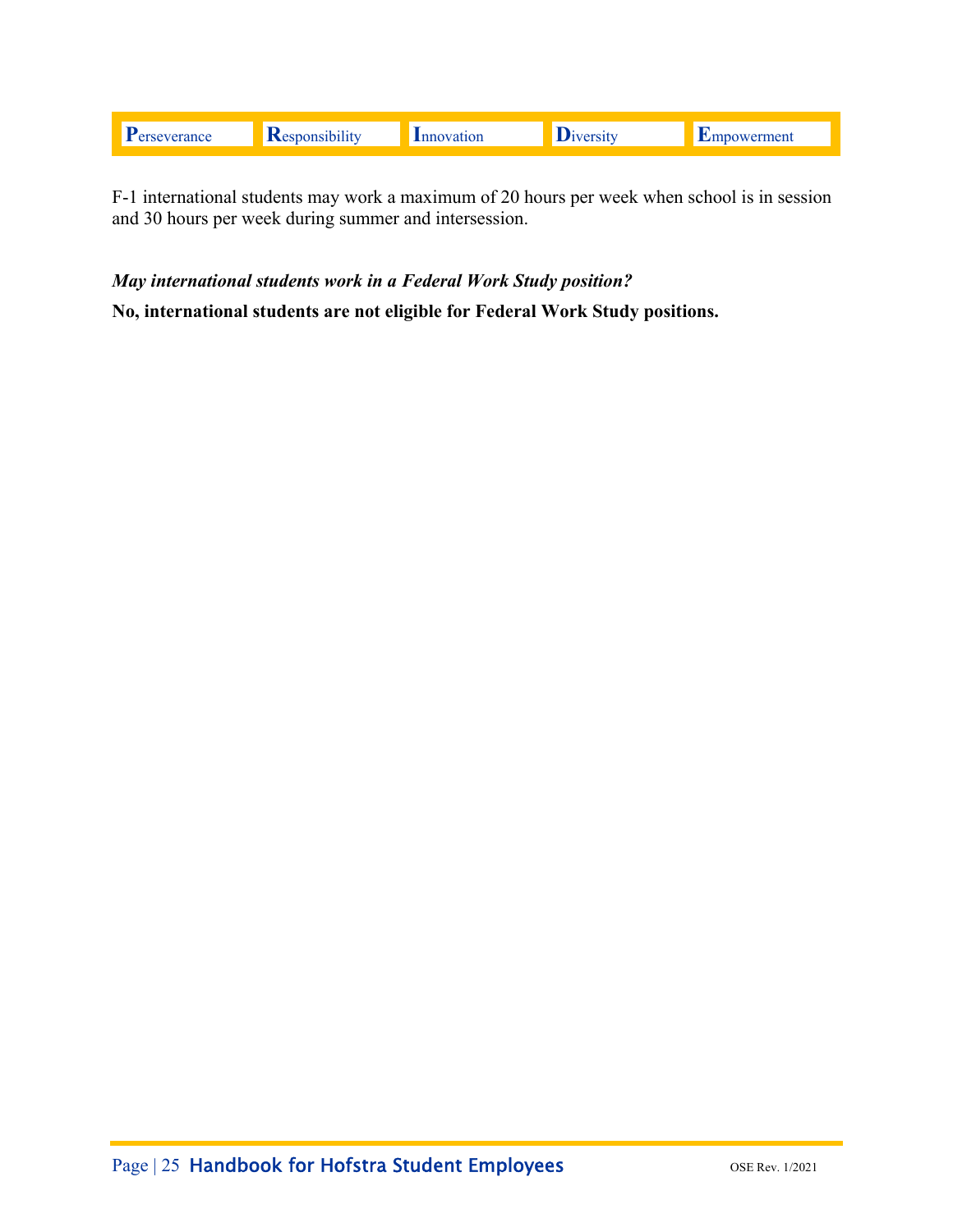F-1 international students may work a maximum of 20 hours per week when school is in session and 30 hours per week during summer and intersession.

***May international students work in a Federal Work Study position?***

**No, international students are not eligible for Federal Work Study positions.**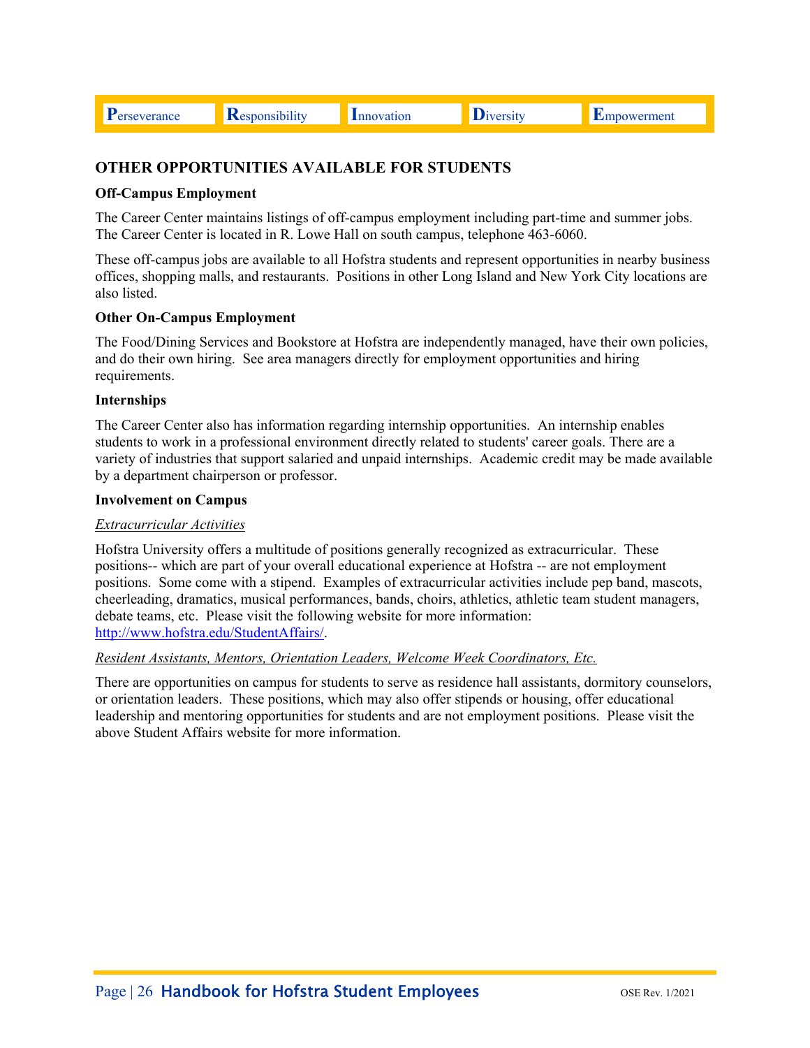## OTHER OPPORTUNITIES AVAILABLE FOR STUDENTS

### Off-Campus Employment

The Career Center maintains listings of off-campus employment including part-time and summer jobs. The Career Center is located in R. Lowe Hall on south campus, telephone 463-6060.

These off-campus jobs are available to all Hofstra students and represent opportunities in nearby business offices, shopping malls, and restaurants. Positions in other Long Island and New York City locations are also listed.

### Other On-Campus Employment

The Food/Dining Services and Bookstore at Hofstra are independently managed, have their own policies, and do their own hiring. See area managers directly for employment opportunities and hiring requirements.

### Internships

The Career Center also has information regarding internship opportunities. An internship enables students to work in a professional environment directly related to students' career goals. There are a variety of industries that support salaried and unpaid internships. Academic credit may be made available by a department chairperson or professor.

### Involvement on Campus

*Extracurricular Activities*

Hofstra University offers a multitude of positions generally recognized as extracurricular. These positions-- which are part of your overall educational experience at Hofstra -- are not employment positions. Some come with a stipend. Examples of extracurricular activities include pep band, mascots, cheerleading, dramatics, musical performances, bands, choirs, athletics, athletic team student managers, debate teams, etc. Please visit the following website for more information: http://www.hofstra.edu/StudentAffairs/.

*Resident Assistants, Mentors, Orientation Leaders, Welcome Week Coordinators, Etc.*

There are opportunities on campus for students to serve as residence hall assistants, dormitory counselors, or orientation leaders. These positions, which may also offer stipends or housing, offer educational leadership and mentoring opportunities for students and are not employment positions. Please visit the above Student Affairs website for more information.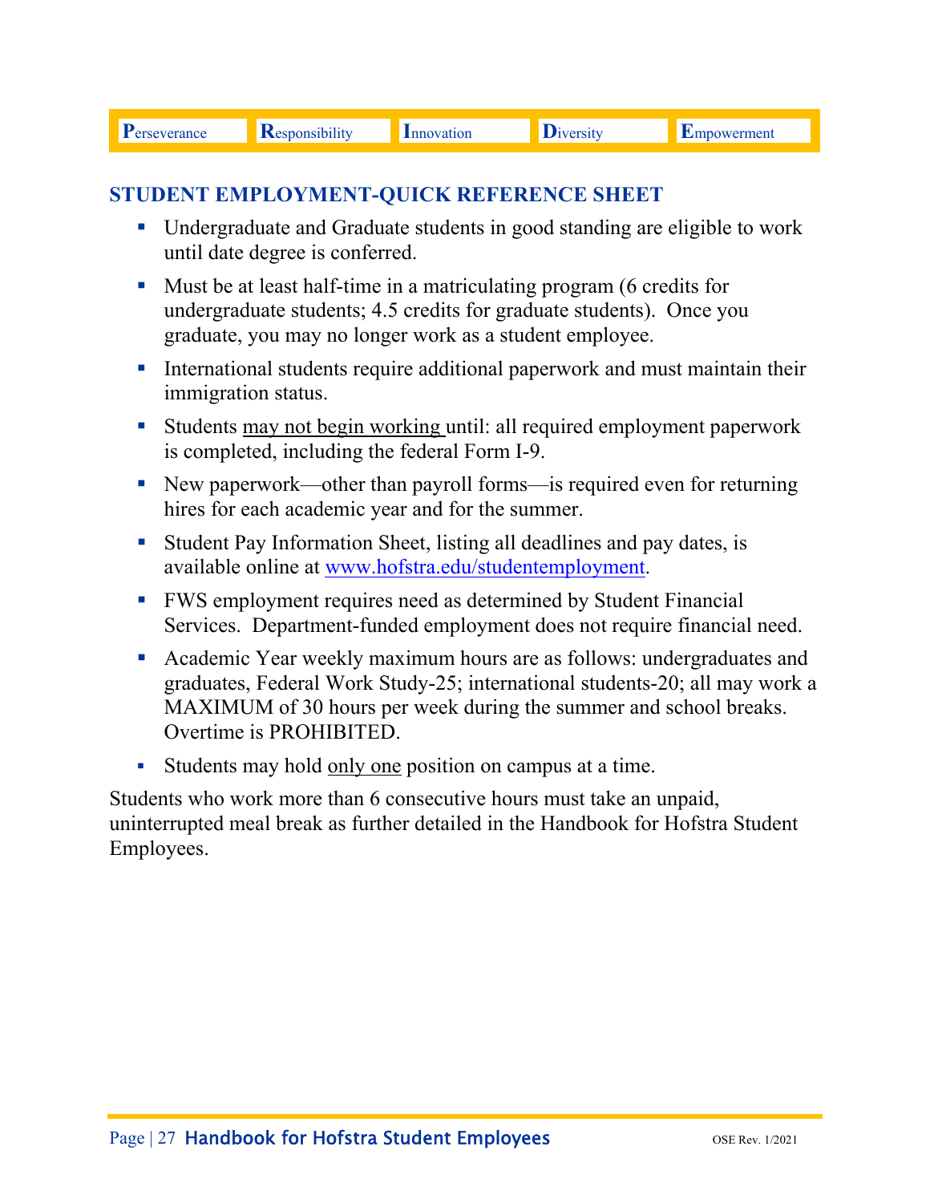Perseverance | Responsibility | Innovation | Diversity | Empowerment

## STUDENT EMPLOYMENT-QUICK REFERENCE SHEET

- Undergraduate and Graduate students in good standing are eligible to work until date degree is conferred.
- Must be at least half-time in a matriculating program (6 credits for undergraduate students; 4.5 credits for graduate students). Once you graduate, you may no longer work as a student employee.
- International students require additional paperwork and must maintain their immigration status.
- Students may not begin working until: all required employment paperwork is completed, including the federal Form I-9.
- New paperwork—other than payroll forms—is required even for returning hires for each academic year and for the summer.
- Student Pay Information Sheet, listing all deadlines and pay dates, is available online at www.hofstra.edu/studentemployment.
- FWS employment requires need as determined by Student Financial Services. Department-funded employment does not require financial need.
- Academic Year weekly maximum hours are as follows: undergraduates and graduates, Federal Work Study-25; international students-20; all may work a MAXIMUM of 30 hours per week during the summer and school breaks. Overtime is PROHIBITED.
- Students may hold only one position on campus at a time.

Students who work more than 6 consecutive hours must take an unpaid, uninterrupted meal break as further detailed in the Handbook for Hofstra Student Employees.